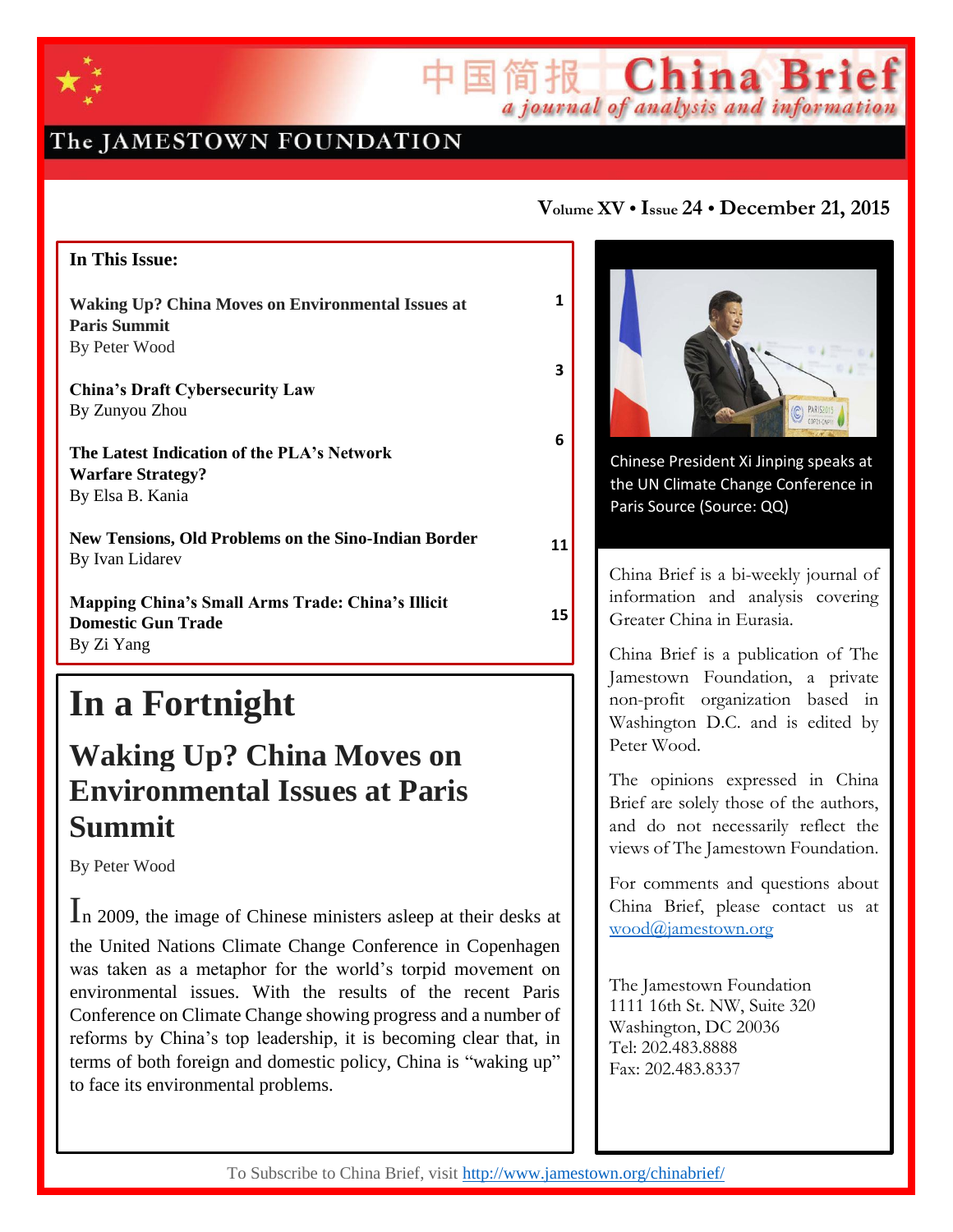# China Brief

*a journal of analysis and information*

The JAMESTOWN FOUNDATION

**Volume XV • Issue 24 • December 21, 2015**

**In This Issue:**

| | |
|---|---|
| **Waking Up? China Moves on Environmental Issues at Paris Summit** By Peter Wood | 1 |
| **China's Draft Cybersecurity Law** By Zunyou Zhou | 3 |
| **The Latest Indication of the PLA's Network Warfare Strategy?** By Elsa B. Kania | 6 |
| **New Tensions, Old Problems on the Sino-Indian Border** By Ivan Lidarev | 11 |
| **Mapping China's Small Arms Trade: China's Illicit Domestic Gun Trade** By Zi Yang | 15 |

Chinese President Xi Jinping speaks at the UN Climate Change Conference in Paris Source (Source: QQ)

China Brief is a bi-weekly journal of information and analysis covering Greater China in Eurasia.

China Brief is a publication of The Jamestown Foundation, a private non-profit organization based in Washington D.C. and is edited by Peter Wood.

The opinions expressed in China Brief are solely those of the authors, and do not necessarily reflect the views of The Jamestown Foundation.

For comments and questions about China Brief, please contact us at wood@jamestown.org

The Jamestown Foundation
1111 16th St. NW, Suite 320
Washington, DC 20036
Tel: 202.483.8888
Fax: 202.483.8337

# In a Fortnight

## Waking Up? China Moves on Environmental Issues at Paris Summit

By Peter Wood

In 2009, the image of Chinese ministers asleep at their desks at the United Nations Climate Change Conference in Copenhagen was taken as a metaphor for the world's torpid movement on environmental issues. With the results of the recent Paris Conference on Climate Change showing progress and a number of reforms by China's top leadership, it is becoming clear that, in terms of both foreign and domestic policy, China is "waking up" to face its environmental problems.

To Subscribe to China Brief, visit http://www.jamestown.org/chinabrief/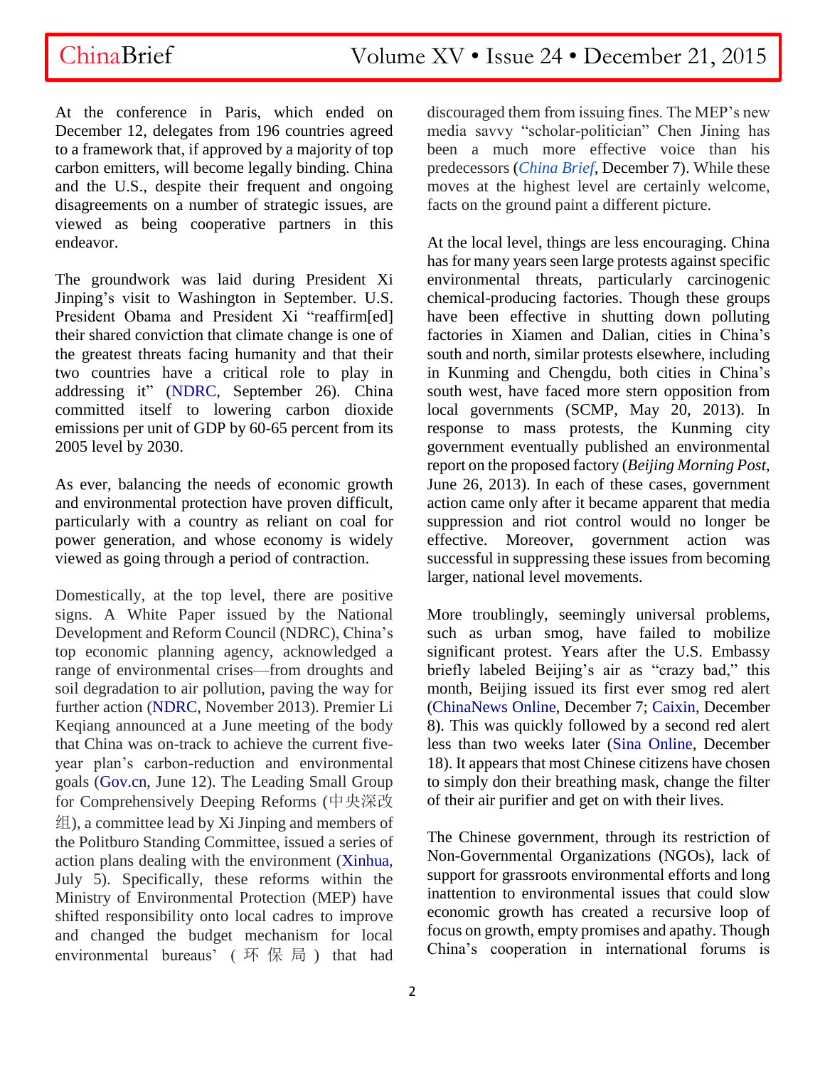At the conference in Paris, which ended on December 12, delegates from 196 countries agreed to a framework that, if approved by a majority of top carbon emitters, will become legally binding. China and the U.S., despite their frequent and ongoing disagreements on a number of strategic issues, are viewed as being cooperative partners in this endeavor.

The groundwork was laid during President Xi Jinping's visit to Washington in September. U.S. President Obama and President Xi "reaffirm[ed] their shared conviction that climate change is one of the greatest threats facing humanity and that their two countries have a critical role to play in addressing it" (NDRC, September 26). China committed itself to lowering carbon dioxide emissions per unit of GDP by 60-65 percent from its 2005 level by 2030.

As ever, balancing the needs of economic growth and environmental protection have proven difficult, particularly with a country as reliant on coal for power generation, and whose economy is widely viewed as going through a period of contraction.

Domestically, at the top level, there are positive signs. A White Paper issued by the National Development and Reform Council (NDRC), China's top economic planning agency, acknowledged a range of environmental crises—from droughts and soil degradation to air pollution, paving the way for further action (NDRC, November 2013). Premier Li Keqiang announced at a June meeting of the body that China was on-track to achieve the current five-year plan's carbon-reduction and environmental goals (Gov.cn, June 12). The Leading Small Group for Comprehensively Deepening Reforms (中央深改组), a committee lead by Xi Jinping and members of the Politburo Standing Committee, issued a series of action plans dealing with the environment (Xinhua, July 5). Specifically, these reforms within the Ministry of Environmental Protection (MEP) have shifted responsibility onto local cadres to improve and changed the budget mechanism for local environmental bureaus' (环保局) that had discouraged them from issuing fines. The MEP's new media savvy "scholar-politician" Chen Jining has been a much more effective voice than his predecessors (*China Brief*, December 7). While these moves at the highest level are certainly welcome, facts on the ground paint a different picture.

At the local level, things are less encouraging. China has for many years seen large protests against specific environmental threats, particularly carcinogenic chemical-producing factories. Though these groups have been effective in shutting down polluting factories in Xiamen and Dalian, cities in China's south and north, similar protests elsewhere, including in Kunming and Chengdu, both cities in China's south west, have faced more stern opposition from local governments (SCMP, May 20, 2013). In response to mass protests, the Kunming city government eventually published an environmental report on the proposed factory (*Beijing Morning Post*, June 26, 2013). In each of these cases, government action came only after it became apparent that media suppression and riot control would no longer be effective. Moreover, government action was successful in suppressing these issues from becoming larger, national level movements.

More troublingly, seemingly universal problems, such as urban smog, have failed to mobilize significant protest. Years after the U.S. Embassy briefly labeled Beijing's air as "crazy bad," this month, Beijing issued its first ever smog red alert (ChinaNews Online, December 7; Caixin, December 8). This was quickly followed by a second red alert less than two weeks later (Sina Online, December 18). It appears that most Chinese citizens have chosen to simply don their breathing mask, change the filter of their air purifier and get on with their lives.

The Chinese government, through its restriction of Non-Governmental Organizations (NGOs), lack of support for grassroots environmental efforts and long inattention to environmental issues that could slow economic growth has created a recursive loop of focus on growth, empty promises and apathy. Though China's cooperation in international forums is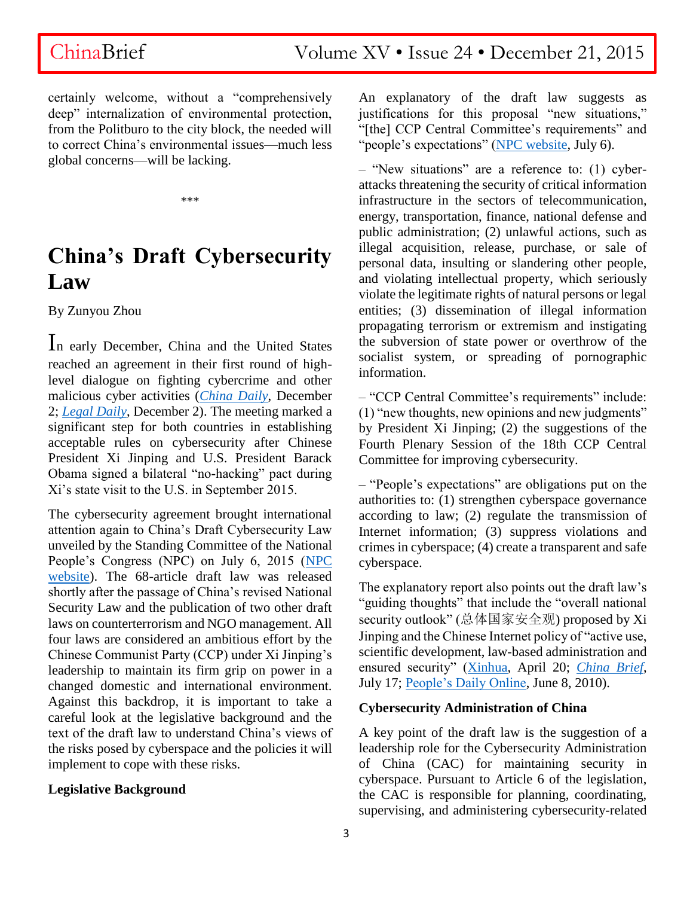certainly welcome, without a "comprehensively deep" internalization of environmental protection, from the Politburo to the city block, the needed will to correct China's environmental issues—much less global concerns—will be lacking.

\*\*\*

# China's Draft Cybersecurity Law

By Zunyou Zhou

In early December, China and the United States reached an agreement in their first round of high-level dialogue on fighting cybercrime and other malicious cyber activities (*China Daily*, December 2; *Legal Daily*, December 2). The meeting marked a significant step for both countries in establishing acceptable rules on cybersecurity after Chinese President Xi Jinping and U.S. President Barack Obama signed a bilateral "no-hacking" pact during Xi's state visit to the U.S. in September 2015.

The cybersecurity agreement brought international attention again to China's Draft Cybersecurity Law unveiled by the Standing Committee of the National People's Congress (NPC) on July 6, 2015 (NPC website). The 68-article draft law was released shortly after the passage of China's revised National Security Law and the publication of two other draft laws on counterterrorism and NGO management. All four laws are considered an ambitious effort by the Chinese Communist Party (CCP) under Xi Jinping's leadership to maintain its firm grip on power in a changed domestic and international environment. Against this backdrop, it is important to take a careful look at the legislative background and the text of the draft law to understand China's views of the risks posed by cyberspace and the policies it will implement to cope with these risks.

**Legislative Background**

An explanatory of the draft law suggests as justifications for this proposal "new situations," "[the] CCP Central Committee's requirements" and "people's expectations" (NPC website, July 6).

– "New situations" are a reference to: (1) cyber-attacks threatening the security of critical information infrastructure in the sectors of telecommunication, energy, transportation, finance, national defense and public administration; (2) unlawful actions, such as illegal acquisition, release, purchase, or sale of personal data, insulting or slandering other people, and violating intellectual property, which seriously violate the legitimate rights of natural persons or legal entities; (3) dissemination of illegal information propagating terrorism or extremism and instigating the subversion of state power or overthrow of the socialist system, or spreading of pornographic information.

– "CCP Central Committee's requirements" include: (1) "new thoughts, new opinions and new judgments" by President Xi Jinping; (2) the suggestions of the Fourth Plenary Session of the 18th CCP Central Committee for improving cybersecurity.

– "People's expectations" are obligations put on the authorities to: (1) strengthen cyberspace governance according to law; (2) regulate the transmission of Internet information; (3) suppress violations and crimes in cyberspace; (4) create a transparent and safe cyberspace.

The explanatory report also points out the draft law's "guiding thoughts" that include the "overall national security outlook" (总体国家安全观) proposed by Xi Jinping and the Chinese Internet policy of "active use, scientific development, law-based administration and ensured security" (Xinhua, April 20; *China Brief*, July 17; People's Daily Online, June 8, 2010).

**Cybersecurity Administration of China**

A key point of the draft law is the suggestion of a leadership role for the Cybersecurity Administration of China (CAC) for maintaining security in cyberspace. Pursuant to Article 6 of the legislation, the CAC is responsible for planning, coordinating, supervising, and administering cybersecurity-related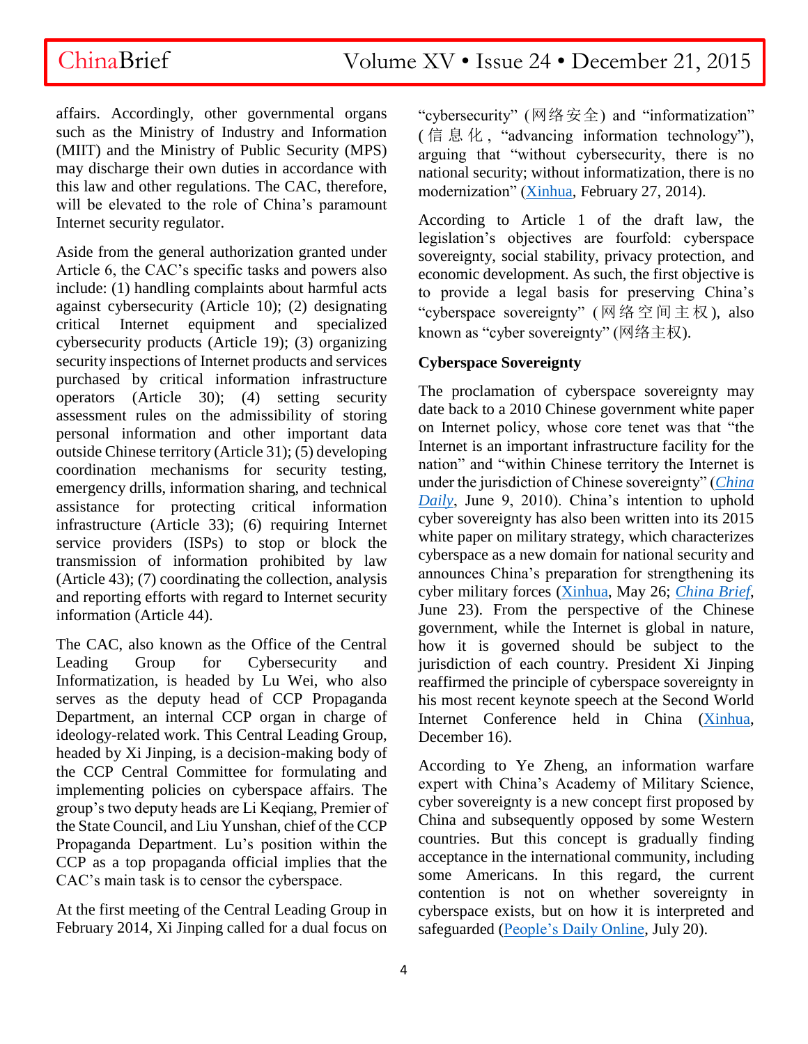affairs. Accordingly, other governmental organs such as the Ministry of Industry and Information (MIIT) and the Ministry of Public Security (MPS) may discharge their own duties in accordance with this law and other regulations. The CAC, therefore, will be elevated to the role of China's paramount Internet security regulator.

Aside from the general authorization granted under Article 6, the CAC's specific tasks and powers also include: (1) handling complaints about harmful acts against cybersecurity (Article 10); (2) designating critical Internet equipment and specialized cybersecurity products (Article 19); (3) organizing security inspections of Internet products and services purchased by critical information infrastructure operators (Article 30); (4) setting security assessment rules on the admissibility of storing personal information and other important data outside Chinese territory (Article 31); (5) developing coordination mechanisms for security testing, emergency drills, information sharing, and technical assistance for protecting critical information infrastructure (Article 33); (6) requiring Internet service providers (ISPs) to stop or block the transmission of information prohibited by law (Article 43); (7) coordinating the collection, analysis and reporting efforts with regard to Internet security information (Article 44).

The CAC, also known as the Office of the Central Leading Group for Cybersecurity and Informatization, is headed by Lu Wei, who also serves as the deputy head of CCP Propaganda Department, an internal CCP organ in charge of ideology-related work. This Central Leading Group, headed by Xi Jinping, is a decision-making body of the CCP Central Committee for formulating and implementing policies on cyberspace affairs. The group's two deputy heads are Li Keqiang, Premier of the State Council, and Liu Yunshan, chief of the CCP Propaganda Department. Lu's position within the CCP as a top propaganda official implies that the CAC's main task is to censor the cyberspace.

At the first meeting of the Central Leading Group in February 2014, Xi Jinping called for a dual focus on "cybersecurity" (网络安全) and "informatization" (信息化, "advancing information technology"), arguing that "without cybersecurity, there is no national security; without informatization, there is no modernization" (Xinhua, February 27, 2014).

According to Article 1 of the draft law, the legislation's objectives are fourfold: cyberspace sovereignty, social stability, privacy protection, and economic development. As such, the first objective is to provide a legal basis for preserving China's "cyberspace sovereignty" (网络空间主权), also known as "cyber sovereignty" (网络主权).

## Cyberspace Sovereignty

The proclamation of cyberspace sovereignty may date back to a 2010 Chinese government white paper on Internet policy, whose core tenet was that "the Internet is an important infrastructure facility for the nation" and "within Chinese territory the Internet is under the jurisdiction of Chinese sovereignty" (*China Daily*, June 9, 2010). China's intention to uphold cyber sovereignty has also been written into its 2015 white paper on military strategy, which characterizes cyberspace as a new domain for national security and announces China's preparation for strengthening its cyber military forces (Xinhua, May 26; *China Brief*, June 23). From the perspective of the Chinese government, while the Internet is global in nature, how it is governed should be subject to the jurisdiction of each country. President Xi Jinping reaffirmed the principle of cyberspace sovereignty in his most recent keynote speech at the Second World Internet Conference held in China (Xinhua, December 16).

According to Ye Zheng, an information warfare expert with China's Academy of Military Science, cyber sovereignty is a new concept first proposed by China and subsequently opposed by some Western countries. But this concept is gradually finding acceptance in the international community, including some Americans. In this regard, the current contention is not on whether sovereignty in cyberspace exists, but on how it is interpreted and safeguarded (People's Daily Online, July 20).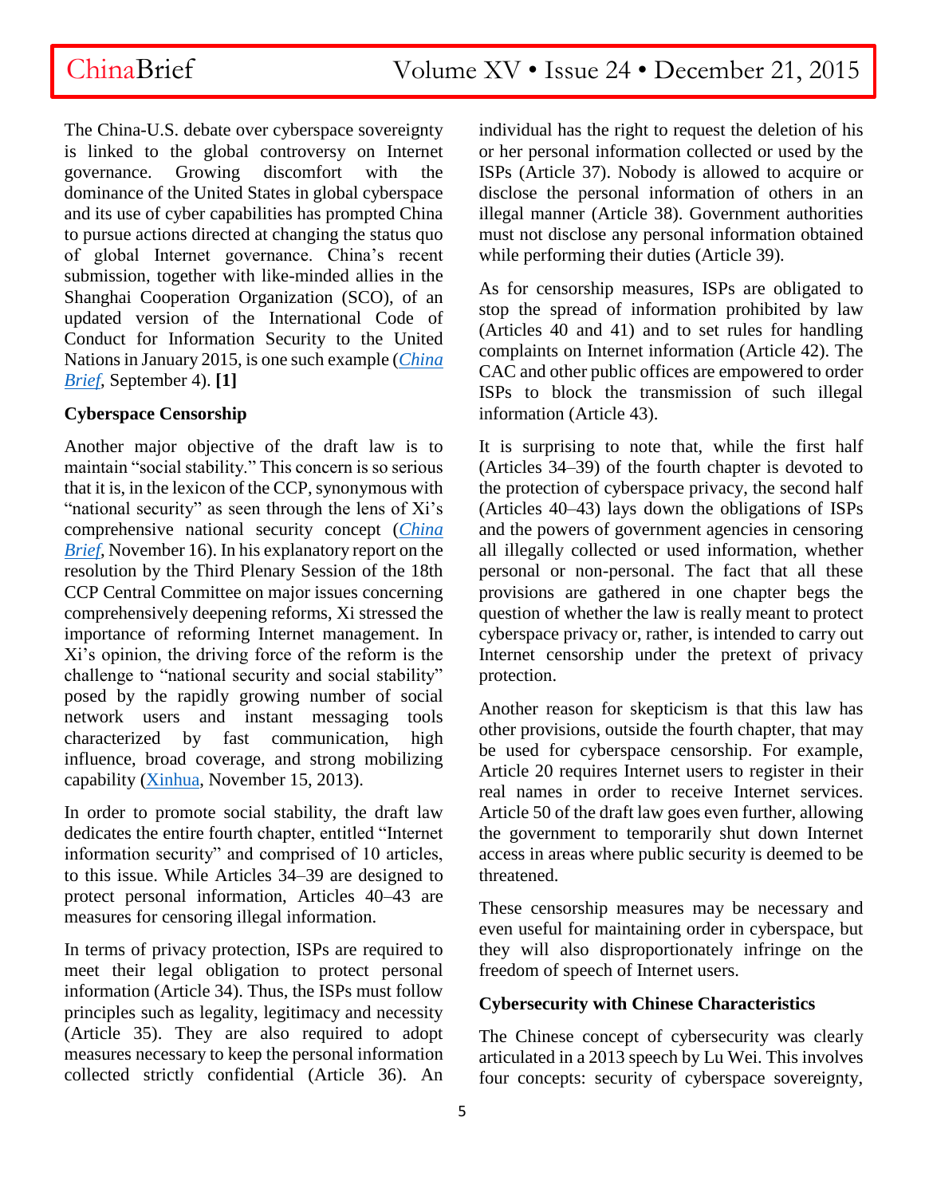The China-U.S. debate over cyberspace sovereignty is linked to the global controversy on Internet governance. Growing discomfort with the dominance of the United States in global cyberspace and its use of cyber capabilities has prompted China to pursue actions directed at changing the status quo of global Internet governance. China's recent submission, together with like-minded allies in the Shanghai Cooperation Organization (SCO), of an updated version of the International Code of Conduct for Information Security to the United Nations in January 2015, is one such example (*China Brief*, September 4). **[1]**

### Cyberspace Censorship

Another major objective of the draft law is to maintain "social stability." This concern is so serious that it is, in the lexicon of the CCP, synonymous with "national security" as seen through the lens of Xi's comprehensive national security concept (*China Brief*, November 16). In his explanatory report on the resolution by the Third Plenary Session of the 18th CCP Central Committee on major issues concerning comprehensively deepening reforms, Xi stressed the importance of reforming Internet management. In Xi's opinion, the driving force of the reform is the challenge to "national security and social stability" posed by the rapidly growing number of social network users and instant messaging tools characterized by fast communication, high influence, broad coverage, and strong mobilizing capability (Xinhua, November 15, 2013).

In order to promote social stability, the draft law dedicates the entire fourth chapter, entitled "Internet information security" and comprised of 10 articles, to this issue. While Articles 34–39 are designed to protect personal information, Articles 40–43 are measures for censoring illegal information.

In terms of privacy protection, ISPs are required to meet their legal obligation to protect personal information (Article 34). Thus, the ISPs must follow principles such as legality, legitimacy and necessity (Article 35). They are also required to adopt measures necessary to keep the personal information collected strictly confidential (Article 36). An individual has the right to request the deletion of his or her personal information collected or used by the ISPs (Article 37). Nobody is allowed to acquire or disclose the personal information of others in an illegal manner (Article 38). Government authorities must not disclose any personal information obtained while performing their duties (Article 39).

As for censorship measures, ISPs are obligated to stop the spread of information prohibited by law (Articles 40 and 41) and to set rules for handling complaints on Internet information (Article 42). The CAC and other public offices are empowered to order ISPs to block the transmission of such illegal information (Article 43).

It is surprising to note that, while the first half (Articles 34–39) of the fourth chapter is devoted to the protection of cyberspace privacy, the second half (Articles 40–43) lays down the obligations of ISPs and the powers of government agencies in censoring all illegally collected or used information, whether personal or non-personal. The fact that all these provisions are gathered in one chapter begs the question of whether the law is really meant to protect cyberspace privacy or, rather, is intended to carry out Internet censorship under the pretext of privacy protection.

Another reason for skepticism is that this law has other provisions, outside the fourth chapter, that may be used for cyberspace censorship. For example, Article 20 requires Internet users to register in their real names in order to receive Internet services. Article 50 of the draft law goes even further, allowing the government to temporarily shut down Internet access in areas where public security is deemed to be threatened.

These censorship measures may be necessary and even useful for maintaining order in cyberspace, but they will also disproportionately infringe on the freedom of speech of Internet users.

### Cybersecurity with Chinese Characteristics

The Chinese concept of cybersecurity was clearly articulated in a 2013 speech by Lu Wei. This involves four concepts: security of cyberspace sovereignty,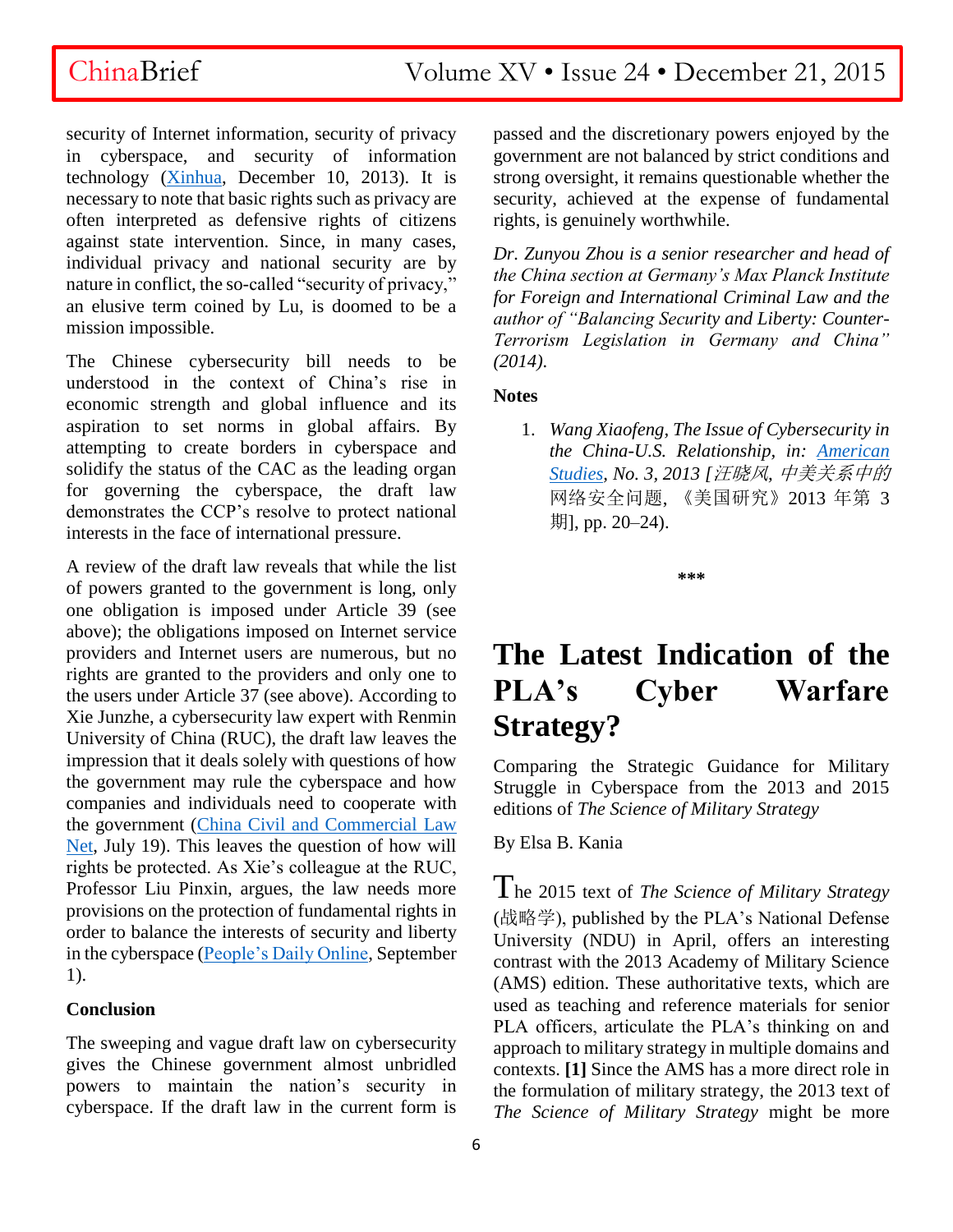security of Internet information, security of privacy in cyberspace, and security of information technology (Xinhua, December 10, 2013). It is necessary to note that basic rights such as privacy are often interpreted as defensive rights of citizens against state intervention. Since, in many cases, individual privacy and national security are by nature in conflict, the so-called "security of privacy," an elusive term coined by Lu, is doomed to be a mission impossible.

The Chinese cybersecurity bill needs to be understood in the context of China's rise in economic strength and global influence and its aspiration to set norms in global affairs. By attempting to create borders in cyberspace and solidify the status of the CAC as the leading organ for governing the cyberspace, the draft law demonstrates the CCP's resolve to protect national interests in the face of international pressure.

A review of the draft law reveals that while the list of powers granted to the government is long, only one obligation is imposed under Article 39 (see above); the obligations imposed on Internet service providers and Internet users are numerous, but no rights are granted to the providers and only one to the users under Article 37 (see above). According to Xie Junzhe, a cybersecurity law expert with Renmin University of China (RUC), the draft law leaves the impression that it deals solely with questions of how the government may rule the cyberspace and how companies and individuals need to cooperate with the government (China Civil and Commercial Law Net, July 19). This leaves the question of how will rights be protected. As Xie's colleague at the RUC, Professor Liu Pinxin, argues, the law needs more provisions on the protection of fundamental rights in order to balance the interests of security and liberty in the cyberspace (People's Daily Online, September 1).

**Conclusion**

The sweeping and vague draft law on cybersecurity gives the Chinese government almost unbridled powers to maintain the nation's security in cyberspace. If the draft law in the current form is passed and the discretionary powers enjoyed by the government are not balanced by strict conditions and strong oversight, it remains questionable whether the security, achieved at the expense of fundamental rights, is genuinely worthwhile.

*Dr. Zunyou Zhou is a senior researcher and head of the China section at Germany's Max Planck Institute for Foreign and International Criminal Law and the author of "Balancing Security and Liberty: Counter-Terrorism Legislation in Germany and China" (2014).*

**Notes**

1. *Wang Xiaofeng, The Issue of Cybersecurity in the China-U.S. Relationship, in: American Studies, No. 3, 2013 [汪晓风, 中美关系中的*网络安全问题,《美国研究》2013 年第 3 期], pp. 20–24).

\*\*\*

# The Latest Indication of the PLA's Cyber Warfare Strategy?

Comparing the Strategic Guidance for Military Struggle in Cyberspace from the 2013 and 2015 editions of *The Science of Military Strategy*

By Elsa B. Kania

The 2015 text of *The Science of Military Strategy* (战略学), published by the PLA's National Defense University (NDU) in April, offers an interesting contrast with the 2013 Academy of Military Science (AMS) edition. These authoritative texts, which are used as teaching and reference materials for senior PLA officers, articulate the PLA's thinking on and approach to military strategy in multiple domains and contexts. **[1]** Since the AMS has a more direct role in the formulation of military strategy, the 2013 text of *The Science of Military Strategy* might be more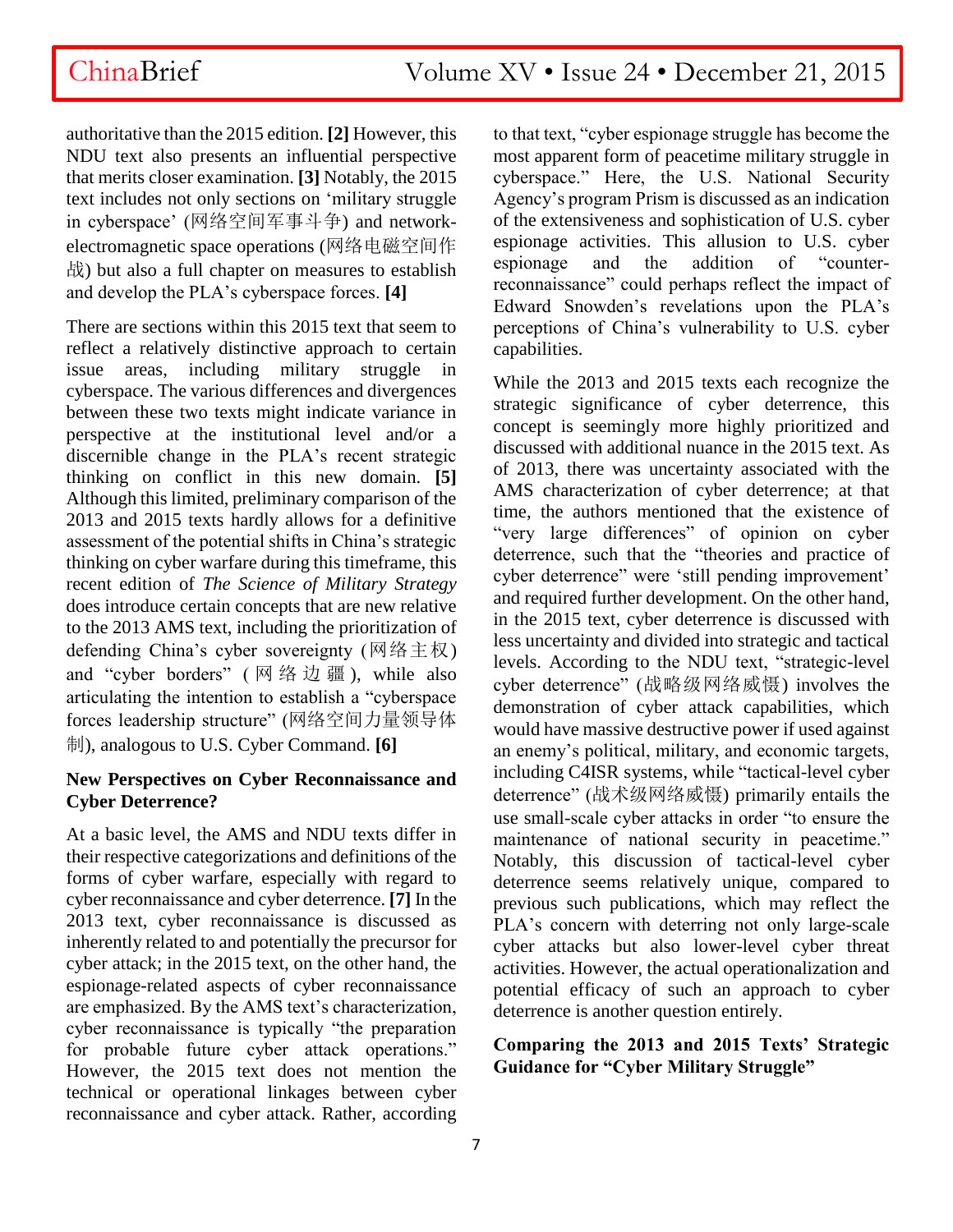authoritative than the 2015 edition. **[2]** However, this NDU text also presents an influential perspective that merits closer examination. **[3]** Notably, the 2015 text includes not only sections on 'military struggle in cyberspace' (网络空间军事斗争) and network-electromagnetic space operations (网络电磁空间作战) but also a full chapter on measures to establish and develop the PLA's cyberspace forces. **[4]**

There are sections within this 2015 text that seem to reflect a relatively distinctive approach to certain issue areas, including military struggle in cyberspace. The various differences and divergences between these two texts might indicate variance in perspective at the institutional level and/or a discernible change in the PLA's recent strategic thinking on conflict in this new domain. **[5]** Although this limited, preliminary comparison of the 2013 and 2015 texts hardly allows for a definitive assessment of the potential shifts in China's strategic thinking on cyber warfare during this timeframe, this recent edition of *The Science of Military Strategy* does introduce certain concepts that are new relative to the 2013 AMS text, including the prioritization of defending China's cyber sovereignty (网络主权) and "cyber borders" (网络边疆), while also articulating the intention to establish a "cyberspace forces leadership structure" (网络空间力量领导体制), analogous to U.S. Cyber Command. **[6]**

## New Perspectives on Cyber Reconnaissance and Cyber Deterrence?

At a basic level, the AMS and NDU texts differ in their respective categorizations and definitions of the forms of cyber warfare, especially with regard to cyber reconnaissance and cyber deterrence. **[7]** In the 2013 text, cyber reconnaissance is discussed as inherently related to and potentially the precursor for cyber attack; in the 2015 text, on the other hand, the espionage-related aspects of cyber reconnaissance are emphasized. By the AMS text's characterization, cyber reconnaissance is typically "the preparation for probable future cyber attack operations." However, the 2015 text does not mention the technical or operational linkages between cyber reconnaissance and cyber attack. Rather, according to that text, "cyber espionage struggle has become the most apparent form of peacetime military struggle in cyberspace." Here, the U.S. National Security Agency's program Prism is discussed as an indication of the extensiveness and sophistication of U.S. cyber espionage activities. This allusion to U.S. cyber espionage and the addition of "counter-reconnaissance" could perhaps reflect the impact of Edward Snowden's revelations upon the PLA's perceptions of China's vulnerability to U.S. cyber capabilities.

While the 2013 and 2015 texts each recognize the strategic significance of cyber deterrence, this concept is seemingly more highly prioritized and discussed with additional nuance in the 2015 text. As of 2013, there was uncertainty associated with the AMS characterization of cyber deterrence; at that time, the authors mentioned that the existence of "very large differences" of opinion on cyber deterrence, such that the "theories and practice of cyber deterrence" were 'still pending improvement' and required further development. On the other hand, in the 2015 text, cyber deterrence is discussed with less uncertainty and divided into strategic and tactical levels. According to the NDU text, "strategic-level cyber deterrence" (战略级网络威慑) involves the demonstration of cyber attack capabilities, which would have massive destructive power if used against an enemy's political, military, and economic targets, including C4ISR systems, while "tactical-level cyber deterrence" (战术级网络威慑) primarily entails the use small-scale cyber attacks in order "to ensure the maintenance of national security in peacetime." Notably, this discussion of tactical-level cyber deterrence seems relatively unique, compared to previous such publications, which may reflect the PLA's concern with deterring not only large-scale cyber attacks but also lower-level cyber threat activities. However, the actual operationalization and potential efficacy of such an approach to cyber deterrence is another question entirely.

## Comparing the 2013 and 2015 Texts' Strategic Guidance for "Cyber Military Struggle"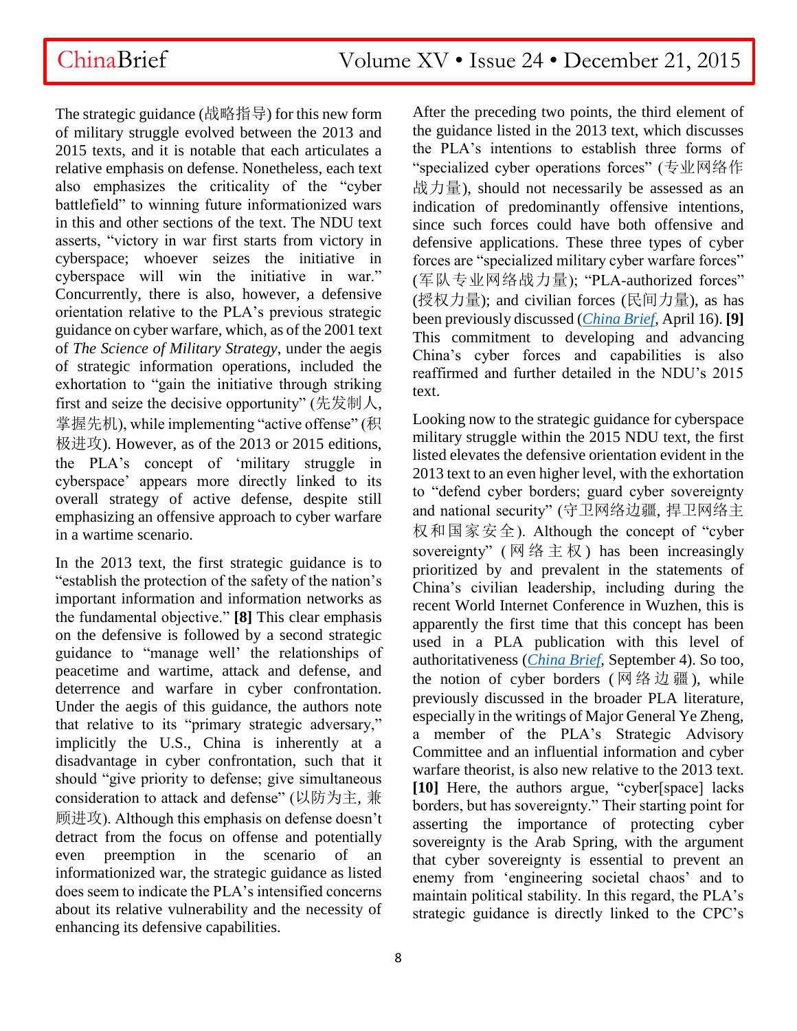The strategic guidance (战略指导) for this new form of military struggle evolved between the 2013 and 2015 texts, and it is notable that each articulates a relative emphasis on defense. Nonetheless, each text also emphasizes the criticality of the "cyber battlefield" to winning future informationized wars in this and other sections of the text. The NDU text asserts, "victory in war first starts from victory in cyberspace; whoever seizes the initiative in cyberspace will win the initiative in war." Concurrently, there is also, however, a defensive orientation relative to the PLA's previous strategic guidance on cyber warfare, which, as of the 2001 text of *The Science of Military Strategy*, under the aegis of strategic information operations, included the exhortation to "gain the initiative through striking first and seize the decisive opportunity" (先发制人, 掌握先机), while implementing "active offense" (积极进攻). However, as of the 2013 or 2015 editions, the PLA's concept of 'military struggle in cyberspace' appears more directly linked to its overall strategy of active defense, despite still emphasizing an offensive approach to cyber warfare in a wartime scenario.

In the 2013 text, the first strategic guidance is to "establish the protection of the safety of the nation's important information and information networks as the fundamental objective." **[8]** This clear emphasis on the defensive is followed by a second strategic guidance to "manage well' the relationships of peacetime and wartime, attack and defense, and deterrence and warfare in cyber confrontation. Under the aegis of this guidance, the authors note that relative to its "primary strategic adversary," implicitly the U.S., China is inherently at a disadvantage in cyber confrontation, such that it should "give priority to defense; give simultaneous consideration to attack and defense" (以防为主, 兼顾进攻). Although this emphasis on defense doesn't detract from the focus on offense and potentially even preemption in the scenario of an informationized war, the strategic guidance as listed does seem to indicate the PLA's intensified concerns about its relative vulnerability and the necessity of enhancing its defensive capabilities.

After the preceding two points, the third element of the guidance listed in the 2013 text, which discusses the PLA's intentions to establish three forms of "specialized cyber operations forces" (专业网络作战力量), should not necessarily be assessed as an indication of predominantly offensive intentions, since such forces could have both offensive and defensive applications. These three types of cyber forces are "specialized military cyber warfare forces" (军队专业网络战力量); "PLA-authorized forces" (授权力量); and civilian forces (民间力量), as has been previously discussed (*China Brief*, April 16). **[9]** This commitment to developing and advancing China's cyber forces and capabilities is also reaffirmed and further detailed in the NDU's 2015 text.

Looking now to the strategic guidance for cyberspace military struggle within the 2015 NDU text, the first listed elevates the defensive orientation evident in the 2013 text to an even higher level, with the exhortation to "defend cyber borders; guard cyber sovereignty and national security" (守卫网络边疆, 捍卫网络主权和国家安全). Although the concept of "cyber sovereignty" (网络主权) has been increasingly prioritized by and prevalent in the statements of China's civilian leadership, including during the recent World Internet Conference in Wuzhen, this is apparently the first time that this concept has been used in a PLA publication with this level of authoritativeness (*China Brief*, September 4). So too, the notion of cyber borders (网络边疆), while previously discussed in the broader PLA literature, especially in the writings of Major General Ye Zheng, a member of the PLA's Strategic Advisory Committee and an influential information and cyber warfare theorist, is also new relative to the 2013 text. **[10]** Here, the authors argue, "cyber[space] lacks borders, but has sovereignty." Their starting point for asserting the importance of protecting cyber sovereignty is the Arab Spring, with the argument that cyber sovereignty is essential to prevent an enemy from 'engineering societal chaos' and to maintain political stability. In this regard, the PLA's strategic guidance is directly linked to the CPC's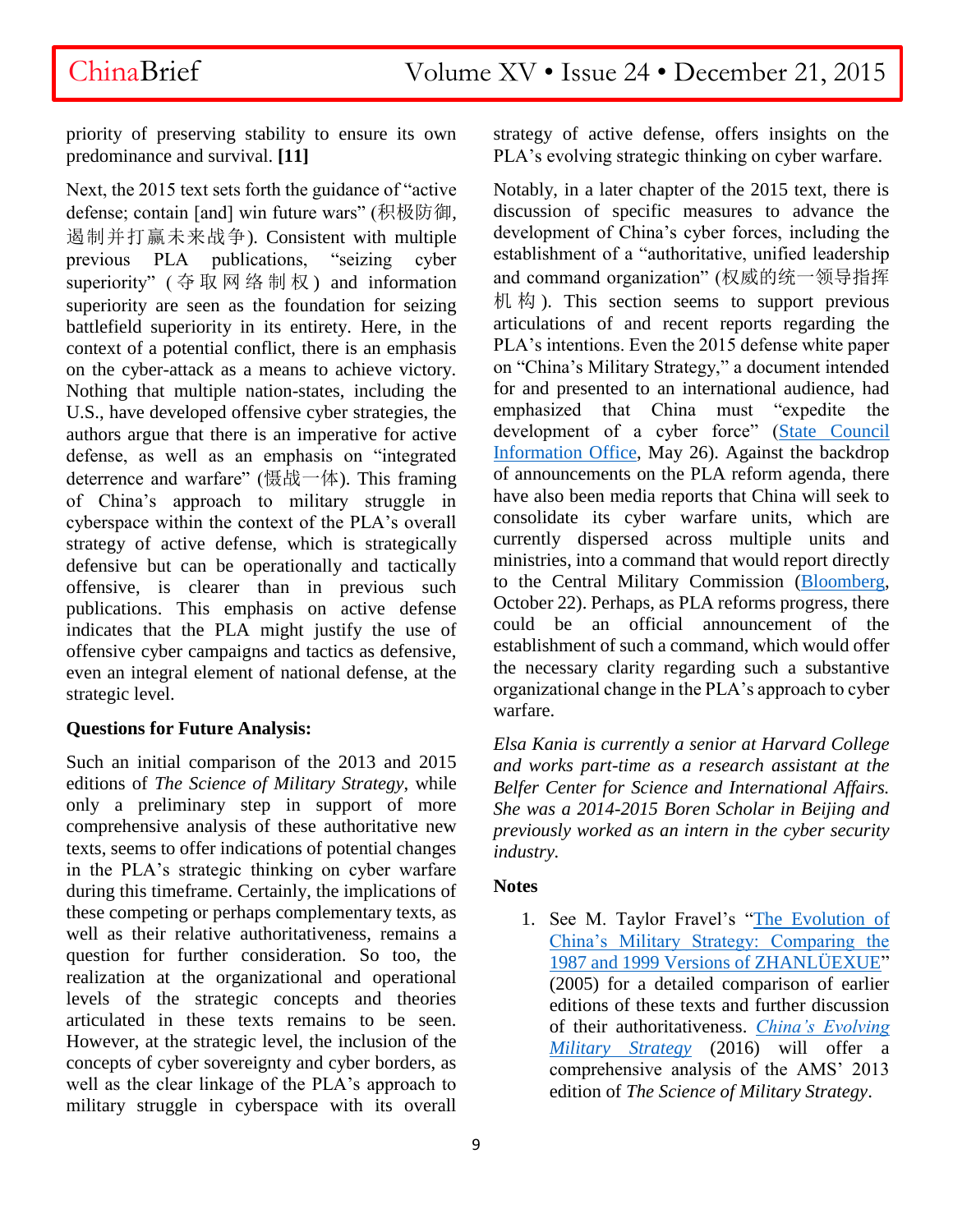priority of preserving stability to ensure its own predominance and survival. **[11]**

Next, the 2015 text sets forth the guidance of "active defense; contain [and] win future wars" (积极防御，遏制并打赢未来战争). Consistent with multiple previous PLA publications, "seizing cyber superiority" (夺取网络制权) and information superiority are seen as the foundation for seizing battlefield superiority in its entirety. Here, in the context of a potential conflict, there is an emphasis on the cyber-attack as a means to achieve victory. Nothing that multiple nation-states, including the U.S., have developed offensive cyber strategies, the authors argue that there is an imperative for active defense, as well as an emphasis on "integrated deterrence and warfare" (慑战一体). This framing of China's approach to military struggle in cyberspace within the context of the PLA's overall strategy of active defense, which is strategically defensive but can be operationally and tactically offensive, is clearer than in previous such publications. This emphasis on active defense indicates that the PLA might justify the use of offensive cyber campaigns and tactics as defensive, even an integral element of national defense, at the strategic level.

**Questions for Future Analysis:**

Such an initial comparison of the 2013 and 2015 editions of *The Science of Military Strategy*, while only a preliminary step in support of more comprehensive analysis of these authoritative new texts, seems to offer indications of potential changes in the PLA's strategic thinking on cyber warfare during this timeframe. Certainly, the implications of these competing or perhaps complementary texts, as well as their relative authoritativeness, remains a question for further consideration. So too, the realization at the organizational and operational levels of the strategic concepts and theories articulated in these texts remains to be seen. However, at the strategic level, the inclusion of the concepts of cyber sovereignty and cyber borders, as well as the clear linkage of the PLA's approach to military struggle in cyberspace with its overall strategy of active defense, offers insights on the PLA's evolving strategic thinking on cyber warfare.

Notably, in a later chapter of the 2015 text, there is discussion of specific measures to advance the development of China's cyber forces, including the establishment of a "authoritative, unified leadership and command organization" (权威的统一领导指挥机构). This section seems to support previous articulations of and recent reports regarding the PLA's intentions. Even the 2015 defense white paper on "China's Military Strategy," a document intended for and presented to an international audience, had emphasized that China must "expedite the development of a cyber force" (State Council Information Office, May 26). Against the backdrop of announcements on the PLA reform agenda, there have also been media reports that China will seek to consolidate its cyber warfare units, which are currently dispersed across multiple units and ministries, into a command that would report directly to the Central Military Commission (Bloomberg, October 22). Perhaps, as PLA reforms progress, there could be an official announcement of the establishment of such a command, which would offer the necessary clarity regarding such a substantive organizational change in the PLA's approach to cyber warfare.

*Elsa Kania is currently a senior at Harvard College and works part-time as a research assistant at the Belfer Center for Science and International Affairs. She was a 2014-2015 Boren Scholar in Beijing and previously worked as an intern in the cyber security industry.*

**Notes**

1. See M. Taylor Fravel's "The Evolution of China's Military Strategy: Comparing the 1987 and 1999 Versions of ZHANLÜEXUE" (2005) for a detailed comparison of earlier editions of these texts and further discussion of their authoritativeness. *China's Evolving Military Strategy* (2016) will offer a comprehensive analysis of the AMS' 2013 edition of *The Science of Military Strategy*.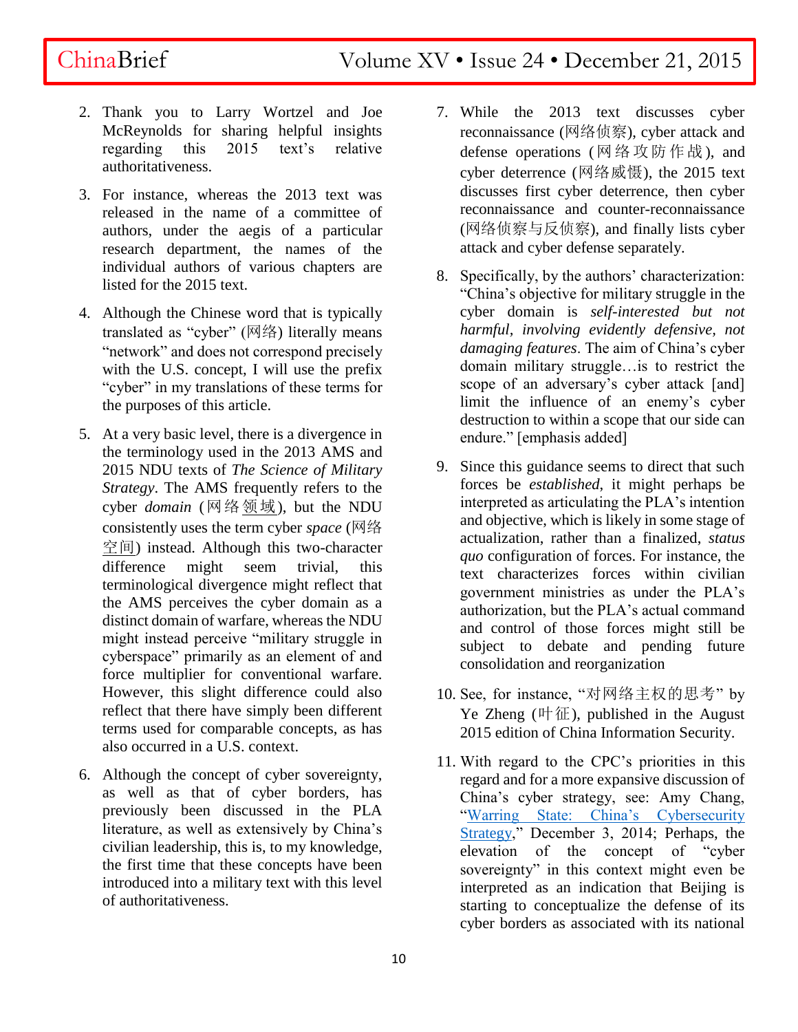2. Thank you to Larry Wortzel and Joe McReynolds for sharing helpful insights regarding this 2015 text's relative authoritativeness.

3. For instance, whereas the 2013 text was released in the name of a committee of authors, under the aegis of a particular research department, the names of the individual authors of various chapters are listed for the 2015 text.

4. Although the Chinese word that is typically translated as "cyber" (网络) literally means "network" and does not correspond precisely with the U.S. concept, I will use the prefix "cyber" in my translations of these terms for the purposes of this article.

5. At a very basic level, there is a divergence in the terminology used in the 2013 AMS and 2015 NDU texts of *The Science of Military Strategy*. The AMS frequently refers to the cyber *domain* (网络领域), but the NDU consistently uses the term cyber *space* (网络空间) instead. Although this two-character difference might seem trivial, this terminological divergence might reflect that the AMS perceives the cyber domain as a distinct domain of warfare, whereas the NDU might instead perceive "military struggle in cyberspace" primarily as an element of and force multiplier for conventional warfare. However, this slight difference could also reflect that there have simply been different terms used for comparable concepts, as has also occurred in a U.S. context.

6. Although the concept of cyber sovereignty, as well as that of cyber borders, has previously been discussed in the PLA literature, as well as extensively by China's civilian leadership, this is, to my knowledge, the first time that these concepts have been introduced into a military text with this level of authoritativeness.

7. While the 2013 text discusses cyber reconnaissance (网络侦察), cyber attack and defense operations (网络攻防作战), and cyber deterrence (网络威慑), the 2015 text discusses first cyber deterrence, then cyber reconnaissance and counter-reconnaissance (网络侦察与反侦察), and finally lists cyber attack and cyber defense separately.

8. Specifically, by the authors' characterization: "China's objective for military struggle in the cyber domain is *self-interested but not harmful, involving evidently defensive, not damaging features*. The aim of China's cyber domain military struggle…is to restrict the scope of an adversary's cyber attack [and] limit the influence of an enemy's cyber destruction to within a scope that our side can endure." [emphasis added]

9. Since this guidance seems to direct that such forces be *established*, it might perhaps be interpreted as articulating the PLA's intention and objective, which is likely in some stage of actualization, rather than a finalized, *status quo* configuration of forces. For instance, the text characterizes forces within civilian government ministries as under the PLA's authorization, but the PLA's actual command and control of those forces might still be subject to debate and pending future consolidation and reorganization

10. See, for instance, "对网络主权的思考" by Ye Zheng (叶征), published in the August 2015 edition of China Information Security.

11. With regard to the CPC's priorities in this regard and for a more expansive discussion of China's cyber strategy, see: Amy Chang, "Warring State: China's Cybersecurity Strategy," December 3, 2014; Perhaps, the elevation of the concept of "cyber sovereignty" in this context might even be interpreted as an indication that Beijing is starting to conceptualize the defense of its cyber borders as associated with its national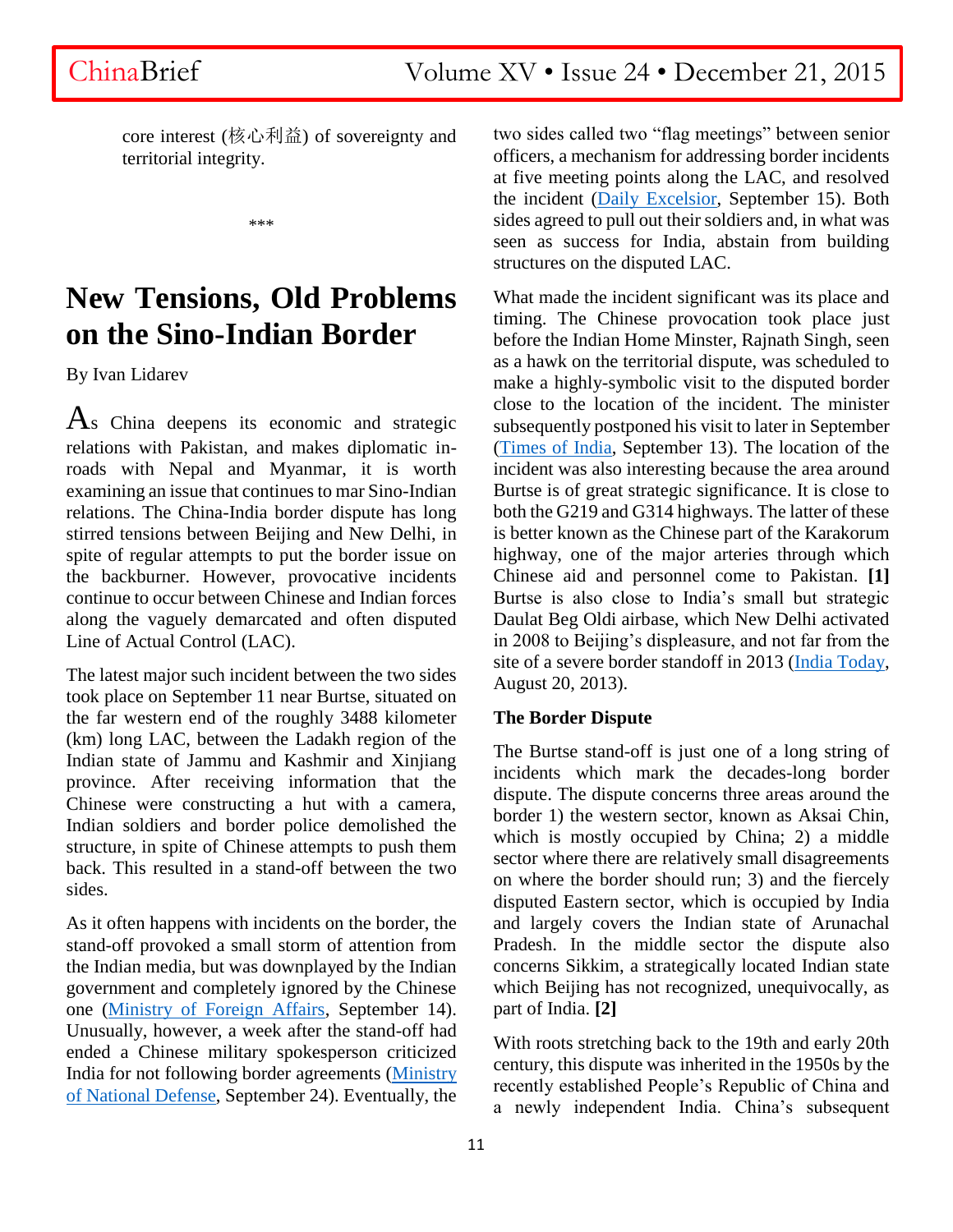core interest (核心利益) of sovereignty and territorial integrity.

***

# New Tensions, Old Problems on the Sino-Indian Border

By Ivan Lidarev

As China deepens its economic and strategic relations with Pakistan, and makes diplomatic in-roads with Nepal and Myanmar, it is worth examining an issue that continues to mar Sino-Indian relations. The China-India border dispute has long stirred tensions between Beijing and New Delhi, in spite of regular attempts to put the border issue on the backburner. However, provocative incidents continue to occur between Chinese and Indian forces along the vaguely demarcated and often disputed Line of Actual Control (LAC).

The latest major such incident between the two sides took place on September 11 near Burtse, situated on the far western end of the roughly 3488 kilometer (km) long LAC, between the Ladakh region of the Indian state of Jammu and Kashmir and Xinjiang province. After receiving information that the Chinese were constructing a hut with a camera, Indian soldiers and border police demolished the structure, in spite of Chinese attempts to push them back. This resulted in a stand-off between the two sides.

As it often happens with incidents on the border, the stand-off provoked a small storm of attention from the Indian media, but was downplayed by the Indian government and completely ignored by the Chinese one (Ministry of Foreign Affairs, September 14). Unusually, however, a week after the stand-off had ended a Chinese military spokesperson criticized India for not following border agreements (Ministry of National Defense, September 24). Eventually, the two sides called two "flag meetings" between senior officers, a mechanism for addressing border incidents at five meeting points along the LAC, and resolved the incident (Daily Excelsior, September 15). Both sides agreed to pull out their soldiers and, in what was seen as success for India, abstain from building structures on the disputed LAC.

What made the incident significant was its place and timing. The Chinese provocation took place just before the Indian Home Minster, Rajnath Singh, seen as a hawk on the territorial dispute, was scheduled to make a highly-symbolic visit to the disputed border close to the location of the incident. The minister subsequently postponed his visit to later in September (Times of India, September 13). The location of the incident was also interesting because the area around Burtse is of great strategic significance. It is close to both the G219 and G314 highways. The latter of these is better known as the Chinese part of the Karakorum highway, one of the major arteries through which Chinese aid and personnel come to Pakistan. **[1]** Burtse is also close to India's small but strategic Daulat Beg Oldi airbase, which New Delhi activated in 2008 to Beijing's displeasure, and not far from the site of a severe border standoff in 2013 (India Today, August 20, 2013).

**The Border Dispute**

The Burtse stand-off is just one of a long string of incidents which mark the decades-long border dispute. The dispute concerns three areas around the border 1) the western sector, known as Aksai Chin, which is mostly occupied by China; 2) a middle sector where there are relatively small disagreements on where the border should run; 3) and the fiercely disputed Eastern sector, which is occupied by India and largely covers the Indian state of Arunachal Pradesh. In the middle sector the dispute also concerns Sikkim, a strategically located Indian state which Beijing has not recognized, unequivocally, as part of India. **[2]**

With roots stretching back to the 19th and early 20th century, this dispute was inherited in the 1950s by the recently established People's Republic of China and a newly independent India. China's subsequent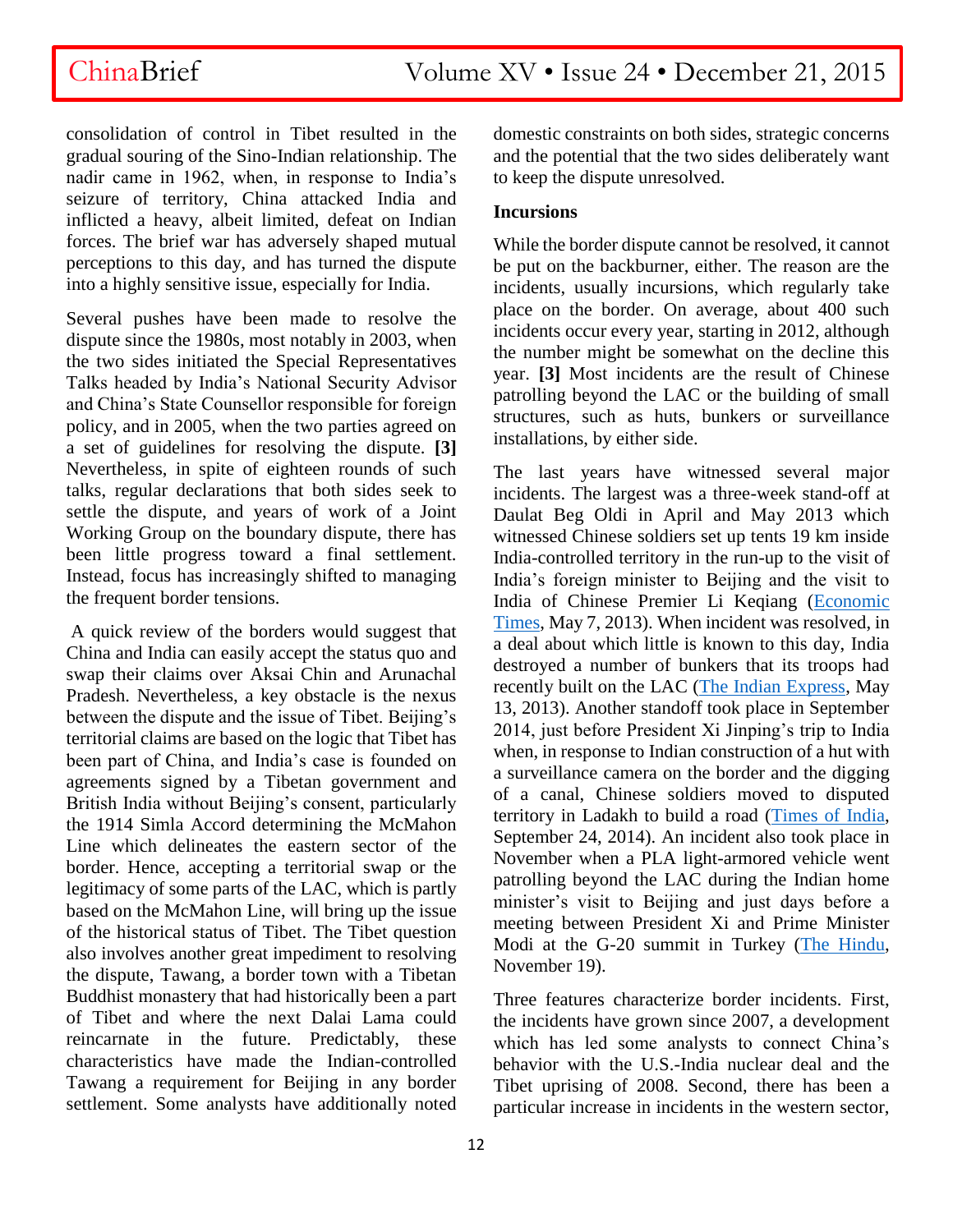consolidation of control in Tibet resulted in the gradual souring of the Sino-Indian relationship. The nadir came in 1962, when, in response to India's seizure of territory, China attacked India and inflicted a heavy, albeit limited, defeat on Indian forces. The brief war has adversely shaped mutual perceptions to this day, and has turned the dispute into a highly sensitive issue, especially for India.

Several pushes have been made to resolve the dispute since the 1980s, most notably in 2003, when the two sides initiated the Special Representatives Talks headed by India's National Security Advisor and China's State Counsellor responsible for foreign policy, and in 2005, when the two parties agreed on a set of guidelines for resolving the dispute. **[3]** Nevertheless, in spite of eighteen rounds of such talks, regular declarations that both sides seek to settle the dispute, and years of work of a Joint Working Group on the boundary dispute, there has been little progress toward a final settlement. Instead, focus has increasingly shifted to managing the frequent border tensions.

A quick review of the borders would suggest that China and India can easily accept the status quo and swap their claims over Aksai Chin and Arunachal Pradesh. Nevertheless, a key obstacle is the nexus between the dispute and the issue of Tibet. Beijing's territorial claims are based on the logic that Tibet has been part of China, and India's case is founded on agreements signed by a Tibetan government and British India without Beijing's consent, particularly the 1914 Simla Accord determining the McMahon Line which delineates the eastern sector of the border. Hence, accepting a territorial swap or the legitimacy of some parts of the LAC, which is partly based on the McMahon Line, will bring up the issue of the historical status of Tibet. The Tibet question also involves another great impediment to resolving the dispute, Tawang, a border town with a Tibetan Buddhist monastery that had historically been a part of Tibet and where the next Dalai Lama could reincarnate in the future. Predictably, these characteristics have made the Indian-controlled Tawang a requirement for Beijing in any border settlement. Some analysts have additionally noted domestic constraints on both sides, strategic concerns and the potential that the two sides deliberately want to keep the dispute unresolved.

**Incursions**

While the border dispute cannot be resolved, it cannot be put on the backburner, either. The reason are the incidents, usually incursions, which regularly take place on the border. On average, about 400 such incidents occur every year, starting in 2012, although the number might be somewhat on the decline this year. **[3]** Most incidents are the result of Chinese patrolling beyond the LAC or the building of small structures, such as huts, bunkers or surveillance installations, by either side.

The last years have witnessed several major incidents. The largest was a three-week stand-off at Daulat Beg Oldi in April and May 2013 which witnessed Chinese soldiers set up tents 19 km inside India-controlled territory in the run-up to the visit of India's foreign minister to Beijing and the visit to India of Chinese Premier Li Keqiang (Economic Times, May 7, 2013). When incident was resolved, in a deal about which little is known to this day, India destroyed a number of bunkers that its troops had recently built on the LAC (The Indian Express, May 13, 2013). Another standoff took place in September 2014, just before President Xi Jinping's trip to India when, in response to Indian construction of a hut with a surveillance camera on the border and the digging of a canal, Chinese soldiers moved to disputed territory in Ladakh to build a road (Times of India, September 24, 2014). An incident also took place in November when a PLA light-armored vehicle went patrolling beyond the LAC during the Indian home minister's visit to Beijing and just days before a meeting between President Xi and Prime Minister Modi at the G-20 summit in Turkey (The Hindu, November 19).

Three features characterize border incidents. First, the incidents have grown since 2007, a development which has led some analysts to connect China's behavior with the U.S.-India nuclear deal and the Tibet uprising of 2008. Second, there has been a particular increase in incidents in the western sector,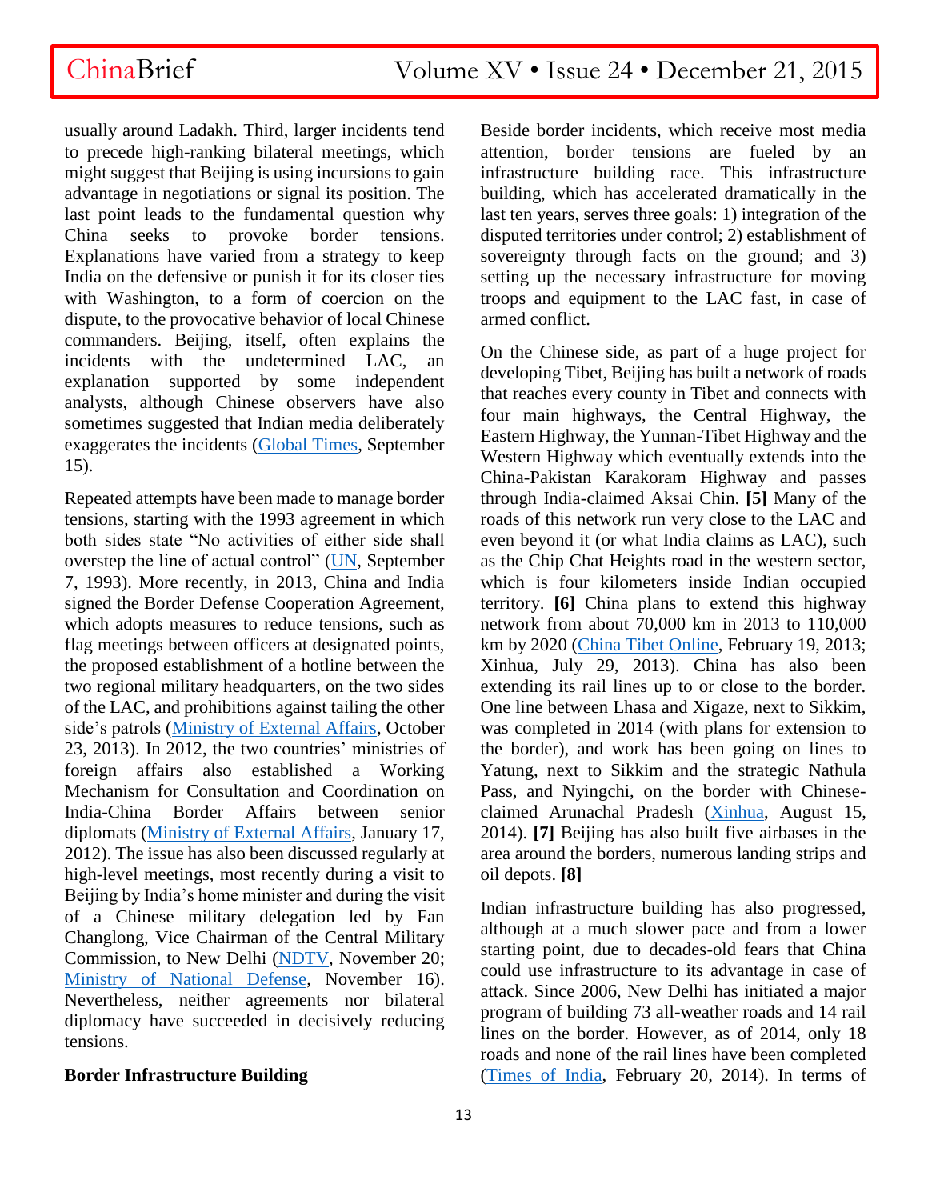usually around Ladakh. Third, larger incidents tend to precede high-ranking bilateral meetings, which might suggest that Beijing is using incursions to gain advantage in negotiations or signal its position. The last point leads to the fundamental question why China seeks to provoke border tensions. Explanations have varied from a strategy to keep India on the defensive or punish it for its closer ties with Washington, to a form of coercion on the dispute, to the provocative behavior of local Chinese commanders. Beijing, itself, often explains the incidents with the undetermined LAC, an explanation supported by some independent analysts, although Chinese observers have also sometimes suggested that Indian media deliberately exaggerates the incidents (Global Times, September 15).

Repeated attempts have been made to manage border tensions, starting with the 1993 agreement in which both sides state "No activities of either side shall overstep the line of actual control" (UN, September 7, 1993). More recently, in 2013, China and India signed the Border Defense Cooperation Agreement, which adopts measures to reduce tensions, such as flag meetings between officers at designated points, the proposed establishment of a hotline between the two regional military headquarters, on the two sides of the LAC, and prohibitions against tailing the other side's patrols (Ministry of External Affairs, October 23, 2013). In 2012, the two countries' ministries of foreign affairs also established a Working Mechanism for Consultation and Coordination on India-China Border Affairs between senior diplomats (Ministry of External Affairs, January 17, 2012). The issue has also been discussed regularly at high-level meetings, most recently during a visit to Beijing by India's home minister and during the visit of a Chinese military delegation led by Fan Changlong, Vice Chairman of the Central Military Commission, to New Delhi (NDTV, November 20; Ministry of National Defense, November 16). Nevertheless, neither agreements nor bilateral diplomacy have succeeded in decisively reducing tensions.

**Border Infrastructure Building**

Beside border incidents, which receive most media attention, border tensions are fueled by an infrastructure building race. This infrastructure building, which has accelerated dramatically in the last ten years, serves three goals: 1) integration of the disputed territories under control; 2) establishment of sovereignty through facts on the ground; and 3) setting up the necessary infrastructure for moving troops and equipment to the LAC fast, in case of armed conflict.

On the Chinese side, as part of a huge project for developing Tibet, Beijing has built a network of roads that reaches every county in Tibet and connects with four main highways, the Central Highway, the Eastern Highway, the Yunnan-Tibet Highway and the Western Highway which eventually extends into the China-Pakistan Karakoram Highway and passes through India-claimed Aksai Chin. **[5]** Many of the roads of this network run very close to the LAC and even beyond it (or what India claims as LAC), such as the Chip Chat Heights road in the western sector, which is four kilometers inside Indian occupied territory. **[6]** China plans to extend this highway network from about 70,000 km in 2013 to 110,000 km by 2020 (China Tibet Online, February 19, 2013; Xinhua, July 29, 2013). China has also been extending its rail lines up to or close to the border. One line between Lhasa and Xigaze, next to Sikkim, was completed in 2014 (with plans for extension to the border), and work has been going on lines to Yatung, next to Sikkim and the strategic Nathula Pass, and Nyingchi, on the border with Chinese-claimed Arunachal Pradesh (Xinhua, August 15, 2014). **[7]** Beijing has also built five airbases in the area around the borders, numerous landing strips and oil depots. **[8]**

Indian infrastructure building has also progressed, although at a much slower pace and from a lower starting point, due to decades-old fears that China could use infrastructure to its advantage in case of attack. Since 2006, New Delhi has initiated a major program of building 73 all-weather roads and 14 rail lines on the border. However, as of 2014, only 18 roads and none of the rail lines have been completed (Times of India, February 20, 2014). In terms of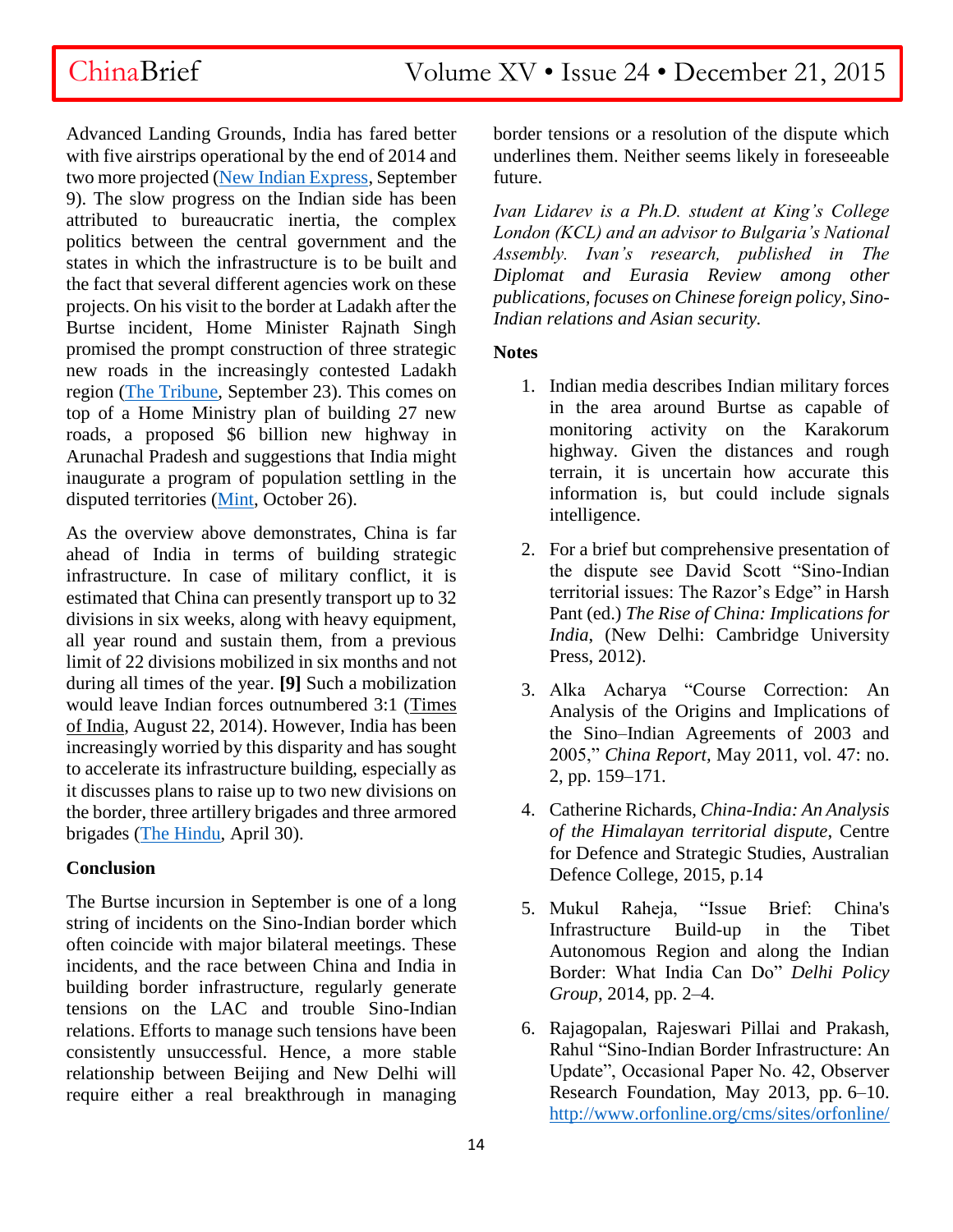Advanced Landing Grounds, India has fared better with five airstrips operational by the end of 2014 and two more projected (New Indian Express, September 9). The slow progress on the Indian side has been attributed to bureaucratic inertia, the complex politics between the central government and the states in which the infrastructure is to be built and the fact that several different agencies work on these projects. On his visit to the border at Ladakh after the Burtse incident, Home Minister Rajnath Singh promised the prompt construction of three strategic new roads in the increasingly contested Ladakh region (The Tribune, September 23). This comes on top of a Home Ministry plan of building 27 new roads, a proposed $6 billion new highway in Arunachal Pradesh and suggestions that India might inaugurate a program of population settling in the disputed territories (Mint, October 26).

As the overview above demonstrates, China is far ahead of India in terms of building strategic infrastructure. In case of military conflict, it is estimated that China can presently transport up to 32 divisions in six weeks, along with heavy equipment, all year round and sustain them, from a previous limit of 22 divisions mobilized in six months and not during all times of the year. **[9]** Such a mobilization would leave Indian forces outnumbered 3:1 (Times of India, August 22, 2014). However, India has been increasingly worried by this disparity and has sought to accelerate its infrastructure building, especially as it discusses plans to raise up to two new divisions on the border, three artillery brigades and three armored brigades (The Hindu, April 30).

**Conclusion**

The Burtse incursion in September is one of a long string of incidents on the Sino-Indian border which often coincide with major bilateral meetings. These incidents, and the race between China and India in building border infrastructure, regularly generate tensions on the LAC and trouble Sino-Indian relations. Efforts to manage such tensions have been consistently unsuccessful. Hence, a more stable relationship between Beijing and New Delhi will require either a real breakthrough in managing border tensions or a resolution of the dispute which underlines them. Neither seems likely in foreseeable future.

*Ivan Lidarev is a Ph.D. student at King's College London (KCL) and an advisor to Bulgaria's National Assembly. Ivan's research, published in The Diplomat and Eurasia Review among other publications, focuses on Chinese foreign policy, Sino-Indian relations and Asian security.*

**Notes**

1. Indian media describes Indian military forces in the area around Burtse as capable of monitoring activity on the Karakorum highway. Given the distances and rough terrain, it is uncertain how accurate this information is, but could include signals intelligence.

2. For a brief but comprehensive presentation of the dispute see David Scott "Sino-Indian territorial issues: The Razor's Edge" in Harsh Pant (ed.) *The Rise of China: Implications for India*, (New Delhi: Cambridge University Press, 2012).

3. Alka Acharya "Course Correction: An Analysis of the Origins and Implications of the Sino–Indian Agreements of 2003 and 2005," *China Report,* May 2011, vol. 47: no. 2, pp. 159–171.

4. Catherine Richards, *China-India: An Analysis of the Himalayan territorial dispute*, Centre for Defence and Strategic Studies, Australian Defence College, 2015, p.14

5. Mukul Raheja, "Issue Brief: China's Infrastructure Build-up in the Tibet Autonomous Region and along the Indian Border: What India Can Do" *Delhi Policy Group,* 2014, pp. 2–4.

6. Rajagopalan, Rajeswari Pillai and Prakash, Rahul "Sino-Indian Border Infrastructure: An Update", Occasional Paper No. 42, Observer Research Foundation, May 2013, pp. 6–10. http://www.orfonline.org/cms/sites/orfonline/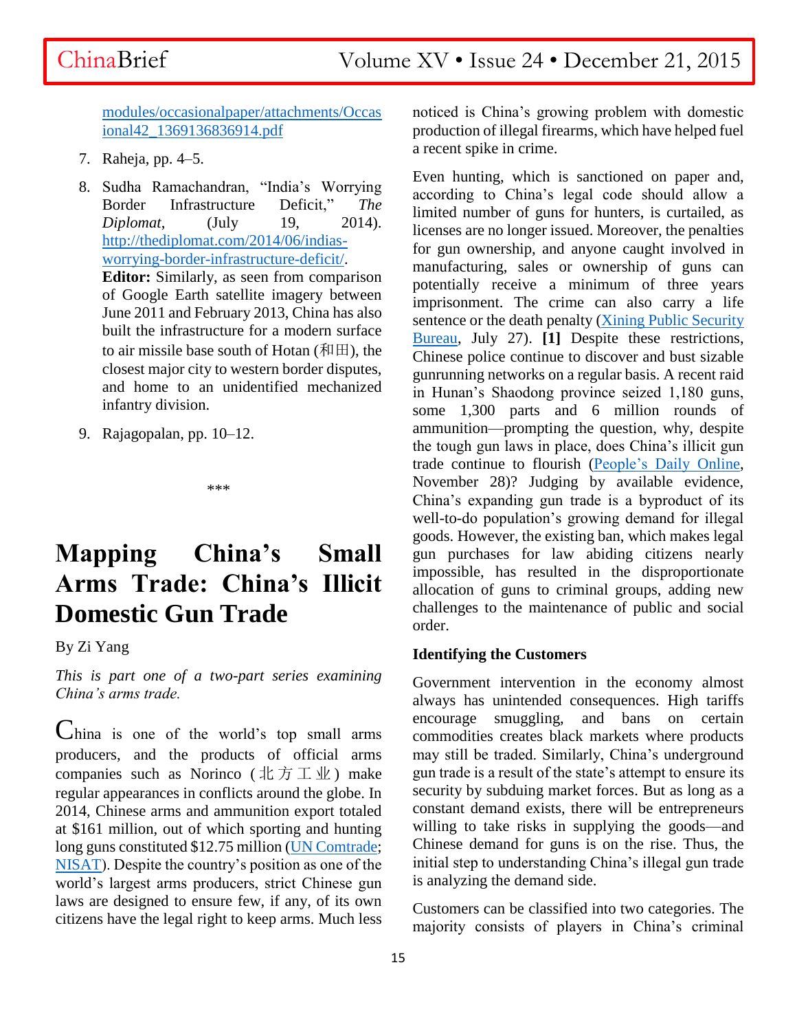modules/occasionalpaper/attachments/Occasional42_1369136836914.pdf

7. Raheja, pp. 4–5.
8. Sudha Ramachandran, "India's Worrying Border Infrastructure Deficit," *The Diplomat*, (July 19, 2014). http://thediplomat.com/2014/06/indias-worrying-border-infrastructure-deficit/. **Editor:** Similarly, as seen from comparison of Google Earth satellite imagery between June 2011 and February 2013, China has also built the infrastructure for a modern surface to air missile base south of Hotan (和田), the closest major city to western border disputes, and home to an unidentified mechanized infantry division.
9. Rajagopalan, pp. 10–12.

\*\*\*

# Mapping China's Small Arms Trade: China's Illicit Domestic Gun Trade

By Zi Yang

*This is part one of a two-part series examining China's arms trade.*

China is one of the world's top small arms producers, and the products of official arms companies such as Norinco (北方工业) make regular appearances in conflicts around the globe. In 2014, Chinese arms and ammunition export totaled at $161 million, out of which sporting and hunting long guns constituted $12.75 million (UN Comtrade; NISAT). Despite the country's position as one of the world's largest arms producers, strict Chinese gun laws are designed to ensure few, if any, of its own citizens have the legal right to keep arms. Much less noticed is China's growing problem with domestic production of illegal firearms, which have helped fuel a recent spike in crime.

Even hunting, which is sanctioned on paper and, according to China's legal code should allow a limited number of guns for hunters, is curtailed, as licenses are no longer issued. Moreover, the penalties for gun ownership, and anyone caught involved in manufacturing, sales or ownership of guns can potentially receive a minimum of three years imprisonment. The crime can also carry a life sentence or the death penalty (Xining Public Security Bureau, July 27). **[1]** Despite these restrictions, Chinese police continue to discover and bust sizable gunrunning networks on a regular basis. A recent raid in Hunan's Shaodong province seized 1,180 guns, some 1,300 parts and 6 million rounds of ammunition—prompting the question, why, despite the tough gun laws in place, does China's illicit gun trade continue to flourish (People's Daily Online, November 28)? Judging by available evidence, China's expanding gun trade is a byproduct of its well-to-do population's growing demand for illegal goods. However, the existing ban, which makes legal gun purchases for law abiding citizens nearly impossible, has resulted in the disproportionate allocation of guns to criminal groups, adding new challenges to the maintenance of public and social order.

### Identifying the Customers

Government intervention in the economy almost always has unintended consequences. High tariffs encourage smuggling, and bans on certain commodities creates black markets where products may still be traded. Similarly, China's underground gun trade is a result of the state's attempt to ensure its security by subduing market forces. But as long as a constant demand exists, there will be entrepreneurs willing to take risks in supplying the goods—and Chinese demand for guns is on the rise. Thus, the initial step to understanding China's illegal gun trade is analyzing the demand side.

Customers can be classified into two categories. The majority consists of players in China's criminal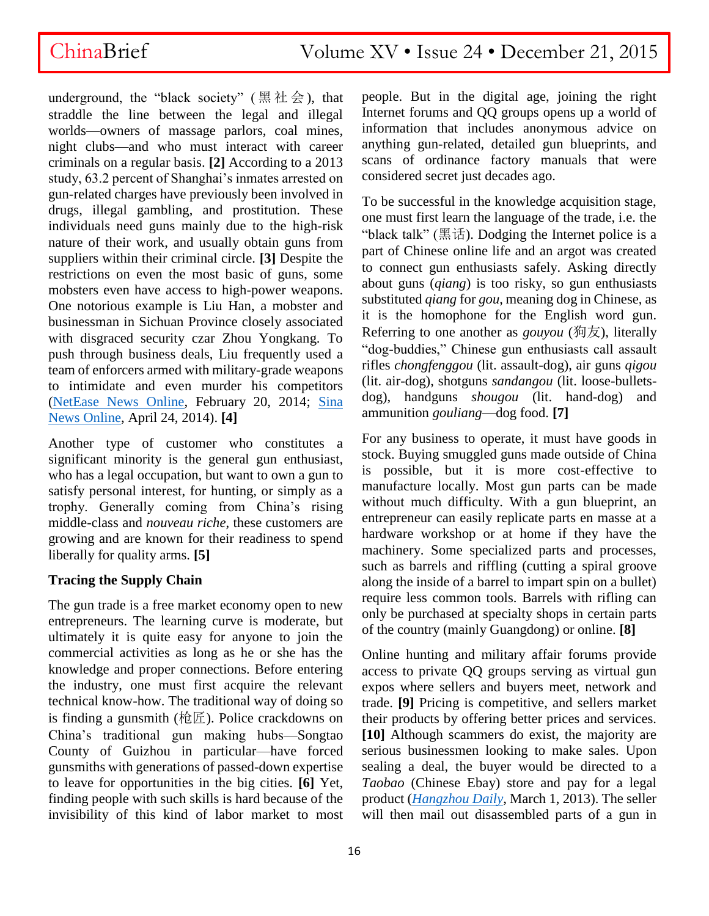underground, the "black society" (黑社会), that straddle the line between the legal and illegal worlds—owners of massage parlors, coal mines, night clubs—and who must interact with career criminals on a regular basis. **[2]** According to a 2013 study, 63.2 percent of Shanghai's inmates arrested on gun-related charges have previously been involved in drugs, illegal gambling, and prostitution. These individuals need guns mainly due to the high-risk nature of their work, and usually obtain guns from suppliers within their criminal circle. **[3]** Despite the restrictions on even the most basic of guns, some mobsters even have access to high-power weapons. One notorious example is Liu Han, a mobster and businessman in Sichuan Province closely associated with disgraced security czar Zhou Yongkang. To push through business deals, Liu frequently used a team of enforcers armed with military-grade weapons to intimidate and even murder his competitors (NetEase News Online, February 20, 2014; Sina News Online, April 24, 2014). **[4]**

Another type of customer who constitutes a significant minority is the general gun enthusiast, who has a legal occupation, but want to own a gun to satisfy personal interest, for hunting, or simply as a trophy. Generally coming from China's rising middle-class and *nouveau riche*, these customers are growing and are known for their readiness to spend liberally for quality arms. **[5]**

### Tracing the Supply Chain

The gun trade is a free market economy open to new entrepreneurs. The learning curve is moderate, but ultimately it is quite easy for anyone to join the commercial activities as long as he or she has the knowledge and proper connections. Before entering the industry, one must first acquire the relevant technical know-how. The traditional way of doing so is finding a gunsmith (枪匠). Police crackdowns on China's traditional gun making hubs—Songtao County of Guizhou in particular—have forced gunsmiths with generations of passed-down expertise to leave for opportunities in the big cities. **[6]** Yet, finding people with such skills is hard because of the invisibility of this kind of labor market to most people. But in the digital age, joining the right Internet forums and QQ groups opens up a world of information that includes anonymous advice on anything gun-related, detailed gun blueprints, and scans of ordinance factory manuals that were considered secret just decades ago.

To be successful in the knowledge acquisition stage, one must first learn the language of the trade, i.e. the "black talk" (黑话). Dodging the Internet police is a part of Chinese online life and an argot was created to connect gun enthusiasts safely. Asking directly about guns (*qiang*) is too risky, so gun enthusiasts substituted *qiang* for *gou*, meaning dog in Chinese, as it is the homophone for the English word gun. Referring to one another as *gouyou* (狗友), literally "dog-buddies," Chinese gun enthusiasts call assault rifles *chongfenggou* (lit. assault-dog), air guns *qigou* (lit. air-dog), shotguns *sandangou* (lit. loose-bullets-dog), handguns *shougou* (lit. hand-dog) and ammunition *gouliang*—dog food. **[7]**

For any business to operate, it must have goods in stock. Buying smuggled guns made outside of China is possible, but it is more cost-effective to manufacture locally. Most gun parts can be made without much difficulty. With a gun blueprint, an entrepreneur can easily replicate parts en masse at a hardware workshop or at home if they have the machinery. Some specialized parts and processes, such as barrels and riffling (cutting a spiral groove along the inside of a barrel to impart spin on a bullet) require less common tools. Barrels with rifling can only be purchased at specialty shops in certain parts of the country (mainly Guangdong) or online. **[8]**

Online hunting and military affair forums provide access to private QQ groups serving as virtual gun expos where sellers and buyers meet, network and trade. **[9]** Pricing is competitive, and sellers market their products by offering better prices and services. **[10]** Although scammers do exist, the majority are serious businessmen looking to make sales. Upon sealing a deal, the buyer would be directed to a *Taobao* (Chinese Ebay) store and pay for a legal product (*Hangzhou Daily*, March 1, 2013). The seller will then mail out disassembled parts of a gun in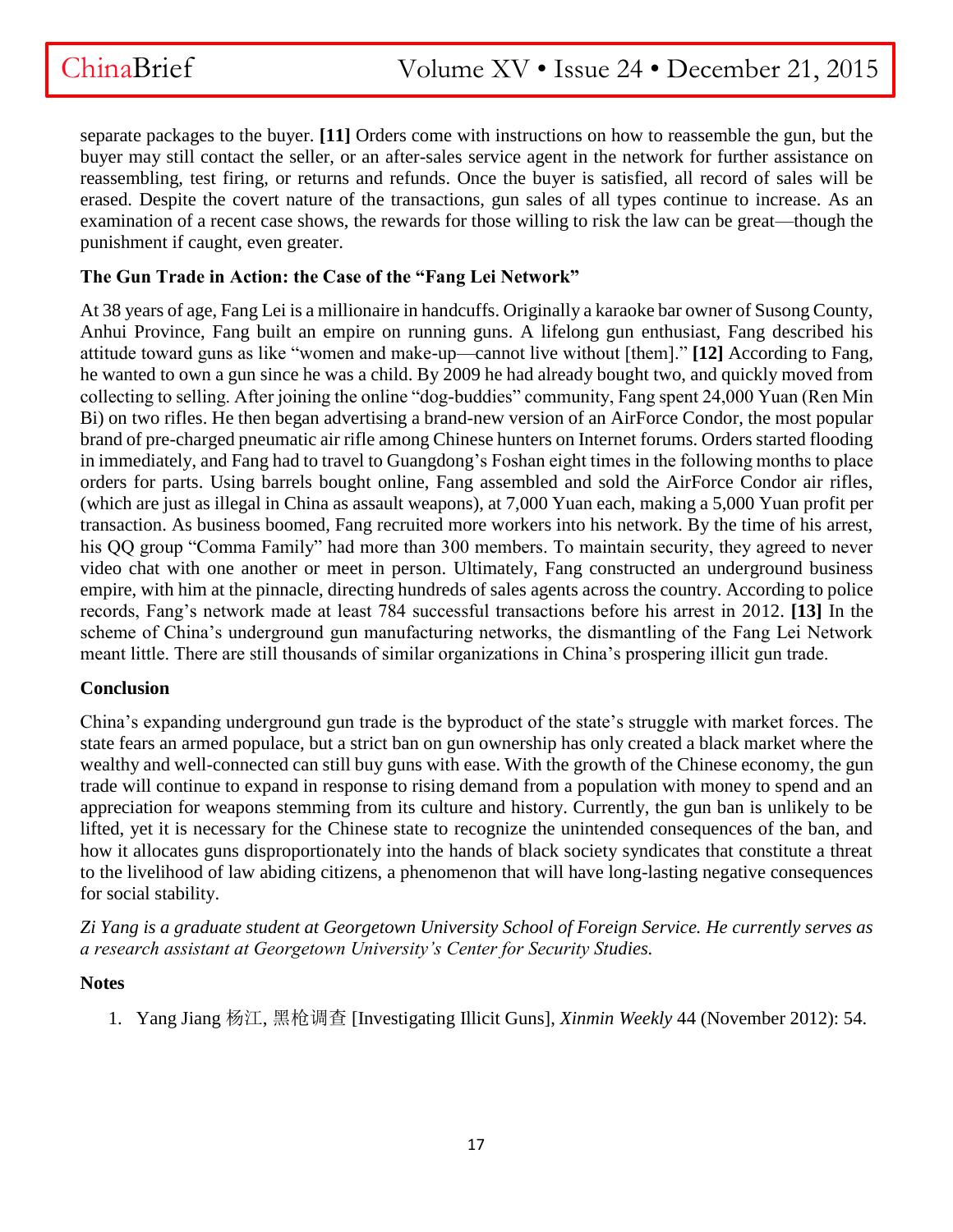separate packages to the buyer. **[11]** Orders come with instructions on how to reassemble the gun, but the buyer may still contact the seller, or an after-sales service agent in the network for further assistance on reassembling, test firing, or returns and refunds. Once the buyer is satisfied, all record of sales will be erased. Despite the covert nature of the transactions, gun sales of all types continue to increase. As an examination of a recent case shows, the rewards for those willing to risk the law can be great—though the punishment if caught, even greater.

**The Gun Trade in Action: the Case of the "Fang Lei Network"**

At 38 years of age, Fang Lei is a millionaire in handcuffs. Originally a karaoke bar owner of Susong County, Anhui Province, Fang built an empire on running guns. A lifelong gun enthusiast, Fang described his attitude toward guns as like "women and make-up—cannot live without [them]." **[12]** According to Fang, he wanted to own a gun since he was a child. By 2009 he had already bought two, and quickly moved from collecting to selling. After joining the online "dog-buddies" community, Fang spent 24,000 Yuan (Ren Min Bi) on two rifles. He then began advertising a brand-new version of an AirForce Condor, the most popular brand of pre-charged pneumatic air rifle among Chinese hunters on Internet forums. Orders started flooding in immediately, and Fang had to travel to Guangdong's Foshan eight times in the following months to place orders for parts. Using barrels bought online, Fang assembled and sold the AirForce Condor air rifles, (which are just as illegal in China as assault weapons), at 7,000 Yuan each, making a 5,000 Yuan profit per transaction. As business boomed, Fang recruited more workers into his network. By the time of his arrest, his QQ group "Comma Family" had more than 300 members. To maintain security, they agreed to never video chat with one another or meet in person. Ultimately, Fang constructed an underground business empire, with him at the pinnacle, directing hundreds of sales agents across the country. According to police records, Fang's network made at least 784 successful transactions before his arrest in 2012. **[13]** In the scheme of China's underground gun manufacturing networks, the dismantling of the Fang Lei Network meant little. There are still thousands of similar organizations in China's prospering illicit gun trade.

**Conclusion**

China's expanding underground gun trade is the byproduct of the state's struggle with market forces. The state fears an armed populace, but a strict ban on gun ownership has only created a black market where the wealthy and well-connected can still buy guns with ease. With the growth of the Chinese economy, the gun trade will continue to expand in response to rising demand from a population with money to spend and an appreciation for weapons stemming from its culture and history. Currently, the gun ban is unlikely to be lifted, yet it is necessary for the Chinese state to recognize the unintended consequences of the ban, and how it allocates guns disproportionately into the hands of black society syndicates that constitute a threat to the livelihood of law abiding citizens, a phenomenon that will have long-lasting negative consequences for social stability.

*Zi Yang is a graduate student at Georgetown University School of Foreign Service. He currently serves as a research assistant at Georgetown University's Center for Security Studies.*

**Notes**

1. Yang Jiang 杨江, 黑枪调查 [Investigating Illicit Guns], *Xinmin Weekly* 44 (November 2012): 54.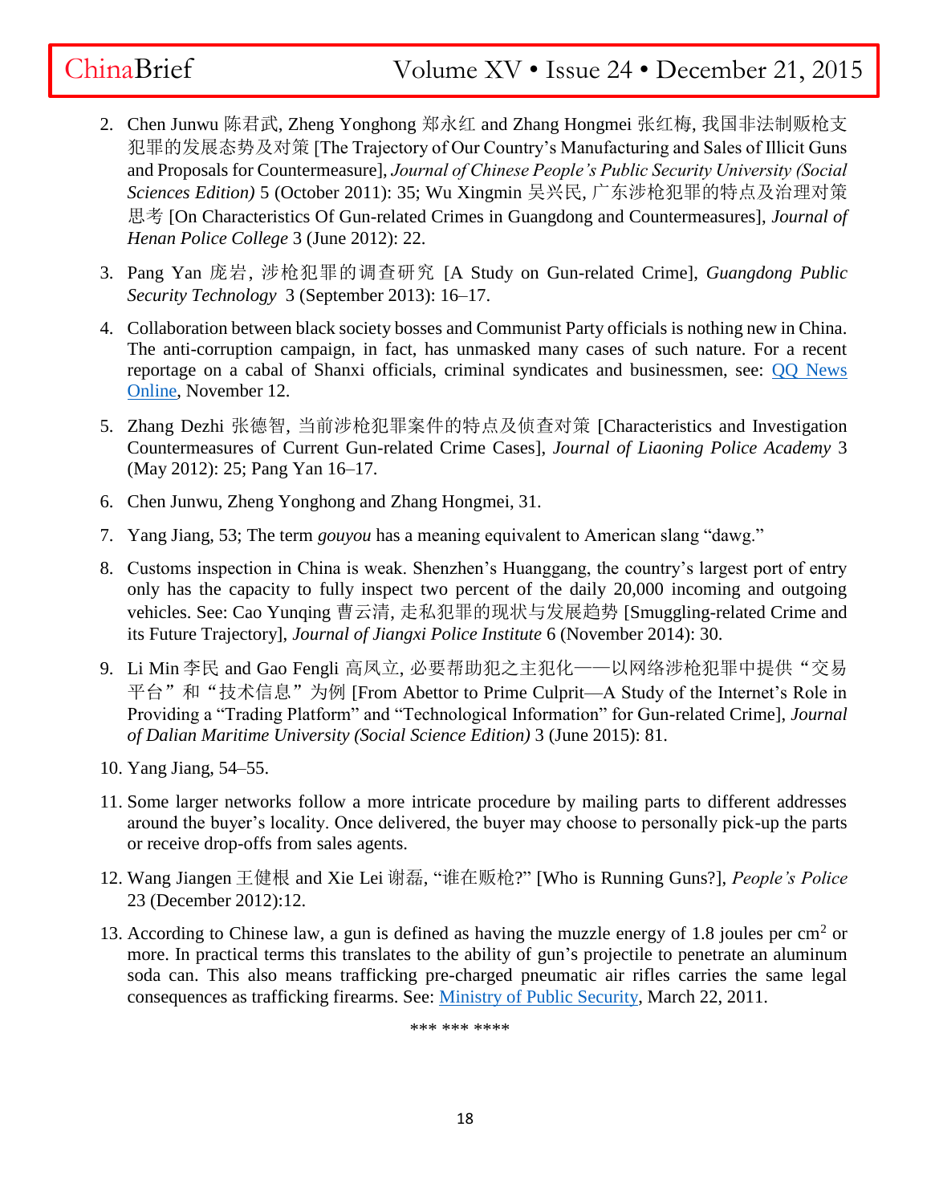2. Chen Junwu 陈君武, Zheng Yonghong 郑永红 and Zhang Hongmei 张红梅, 我国非法制贩枪支犯罪的发展态势及对策 [The Trajectory of Our Country's Manufacturing and Sales of Illicit Guns and Proposals for Countermeasure], *Journal of Chinese People's Public Security University (Social Sciences Edition)* 5 (October 2011): 35; Wu Xingmin 吴兴民, 广东涉枪犯罪的特点及治理对策思考 [On Characteristics Of Gun-related Crimes in Guangdong and Countermeasures], *Journal of Henan Police College* 3 (June 2012): 22.

3. Pang Yan 庞岩, 涉枪犯罪的调查研究 [A Study on Gun-related Crime], *Guangdong Public Security Technology* 3 (September 2013): 16–17.

4. Collaboration between black society bosses and Communist Party officials is nothing new in China. The anti-corruption campaign, in fact, has unmasked many cases of such nature. For a recent reportage on a cabal of Shanxi officials, criminal syndicates and businessmen, see: [QQ News Online](), November 12.

5. Zhang Dezhi 张德智, 当前涉枪犯罪案件的特点及侦查对策 [Characteristics and Investigation Countermeasures of Current Gun-related Crime Cases], *Journal of Liaoning Police Academy* 3 (May 2012): 25; Pang Yan 16–17.

6. Chen Junwu, Zheng Yonghong and Zhang Hongmei, 31.

7. Yang Jiang, 53; The term *gouyou* has a meaning equivalent to American slang "dawg."

8. Customs inspection in China is weak. Shenzhen's Huanggang, the country's largest port of entry only has the capacity to fully inspect two percent of the daily 20,000 incoming and outgoing vehicles. See: Cao Yunqing 曹云清, 走私犯罪的现状与发展趋势 [Smuggling-related Crime and its Future Trajectory], *Journal of Jiangxi Police Institute* 6 (November 2014): 30.

9. Li Min 李民 and Gao Fengli 高凤立, 必要帮助犯之主犯化——以网络涉枪犯罪中提供"交易平台"和"技术信息"为例 [From Abettor to Prime Culprit—A Study of the Internet's Role in Providing a "Trading Platform" and "Technological Information" for Gun-related Crime], *Journal of Dalian Maritime University (Social Science Edition)* 3 (June 2015): 81.

10. Yang Jiang, 54–55.

11. Some larger networks follow a more intricate procedure by mailing parts to different addresses around the buyer's locality. Once delivered, the buyer may choose to personally pick-up the parts or receive drop-offs from sales agents.

12. Wang Jiangen 王健根 and Xie Lei 谢磊, "谁在贩枪?" [Who is Running Guns?], *People's Police* 23 (December 2012):12.

13. According to Chinese law, a gun is defined as having the muzzle energy of 1.8 joules per $cm^2$ or more. In practical terms this translates to the ability of gun's projectile to penetrate an aluminum soda can. This also means trafficking pre-charged pneumatic air rifles carries the same legal consequences as trafficking firearms. See: [Ministry of Public Security](), March 22, 2011.

*** *** ****